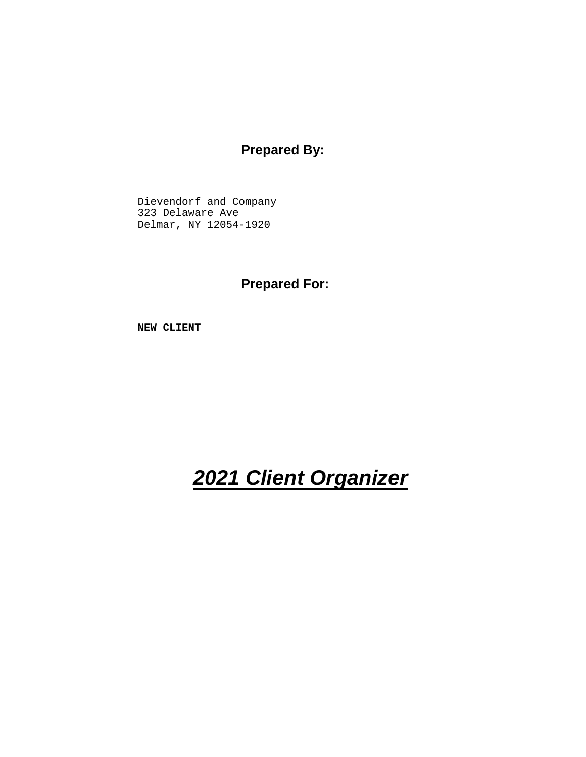**Prepared By:**

Dievendorf and Company
323 Delaware Ave
Delmar, NY 12054-1920

**Prepared For:**

**NEW CLIENT**

# ***2021 Client Organizer***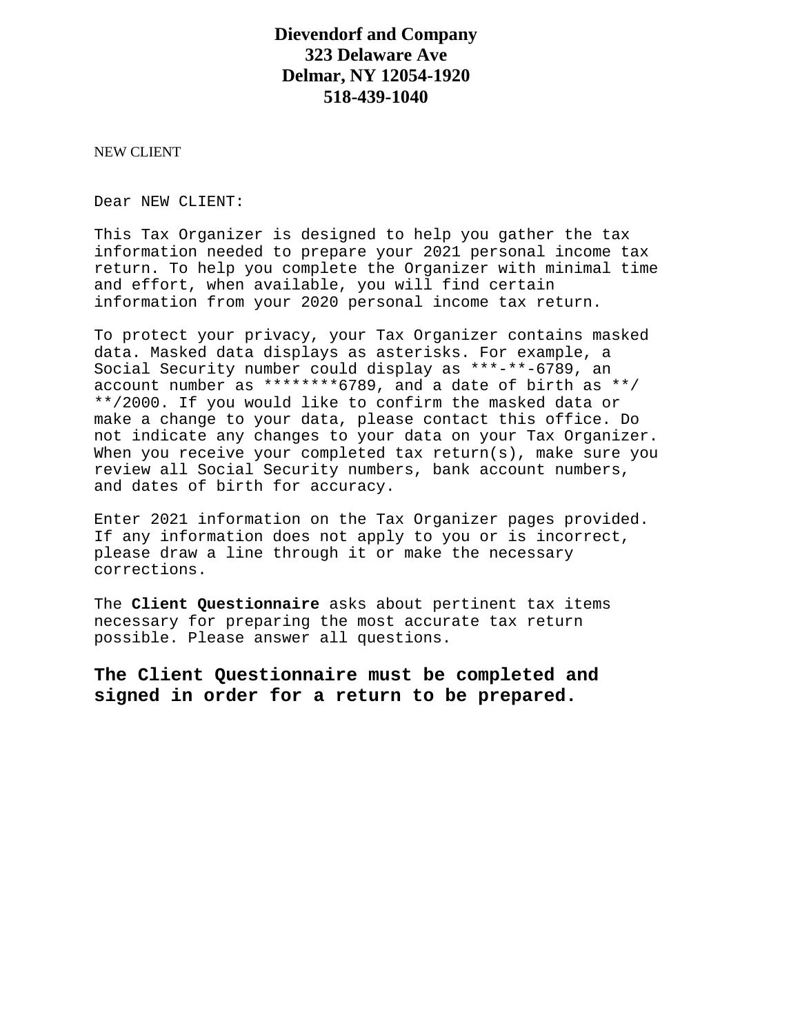**Dievendorf and Company**
**323 Delaware Ave**
**Delmar, NY 12054-1920**
**518-439-1040**

NEW CLIENT

Dear NEW CLIENT:

This Tax Organizer is designed to help you gather the tax information needed to prepare your 2021 personal income tax return. To help you complete the Organizer with minimal time and effort, when available, you will find certain information from your 2020 personal income tax return.

To protect your privacy, your Tax Organizer contains masked data. Masked data displays as asterisks. For example, a Social Security number could display as ***-**-6789, an account number as ********6789, and a date of birth as **/**/2000. If you would like to confirm the masked data or make a change to your data, please contact this office. Do not indicate any changes to your data on your Tax Organizer. When you receive your completed tax return(s), make sure you review all Social Security numbers, bank account numbers, and dates of birth for accuracy.

Enter 2021 information on the Tax Organizer pages provided. If any information does not apply to you or is incorrect, please draw a line through it or make the necessary corrections.

The **Client Questionnaire** asks about pertinent tax items necessary for preparing the most accurate tax return possible. Please answer all questions.

**The Client Questionnaire must be completed and signed in order for a return to be prepared.**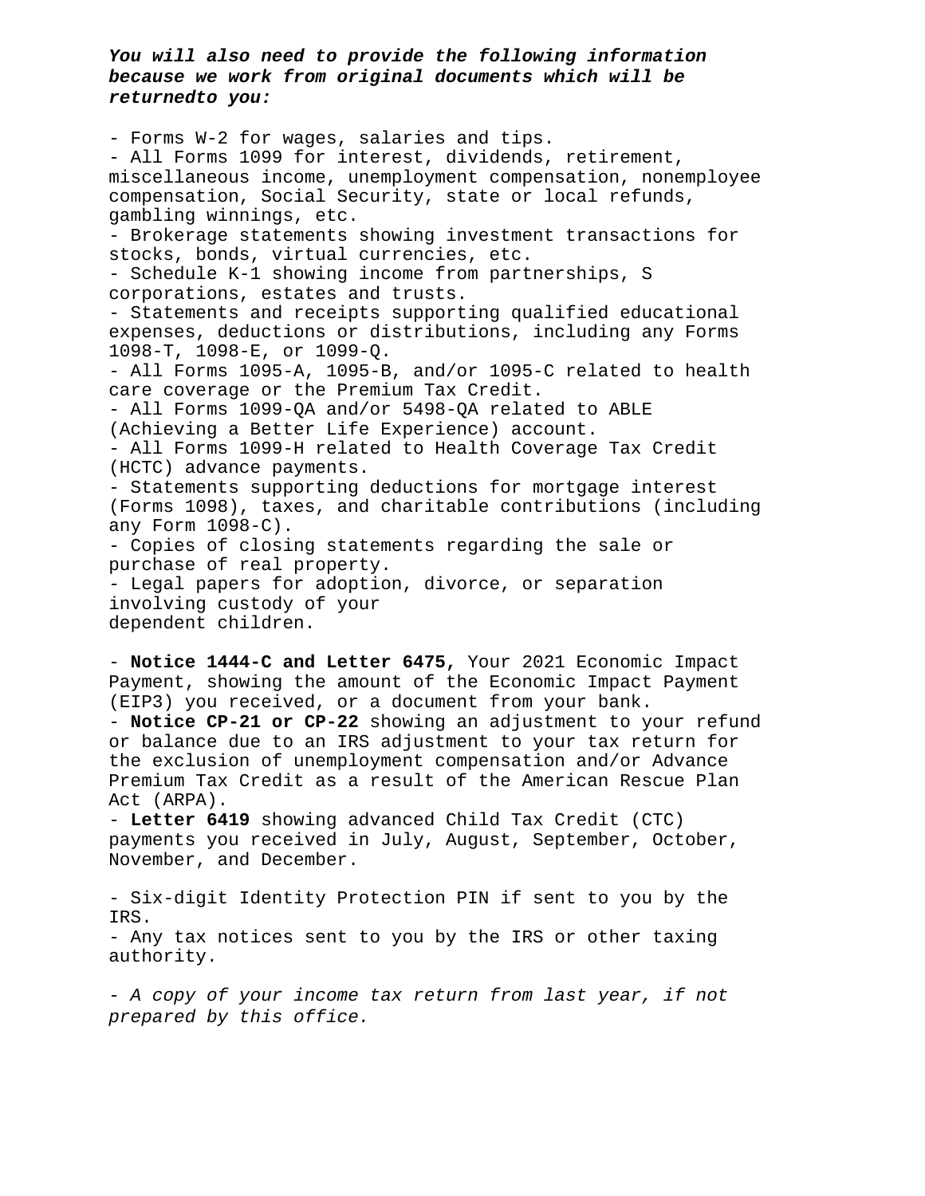***You will also need to provide the following information because we work from original documents which will be returnedto you:***

- Forms W-2 for wages, salaries and tips.
- All Forms 1099 for interest, dividends, retirement, miscellaneous income, unemployment compensation, nonemployee compensation, Social Security, state or local refunds, gambling winnings, etc.
- Brokerage statements showing investment transactions for stocks, bonds, virtual currencies, etc.
- Schedule K-1 showing income from partnerships, S corporations, estates and trusts.
- Statements and receipts supporting qualified educational expenses, deductions or distributions, including any Forms 1098-T, 1098-E, or 1099-Q.
- All Forms 1095-A, 1095-B, and/or 1095-C related to health care coverage or the Premium Tax Credit.
- All Forms 1099-QA and/or 5498-QA related to ABLE (Achieving a Better Life Experience) account.
- All Forms 1099-H related to Health Coverage Tax Credit (HCTC) advance payments.
- Statements supporting deductions for mortgage interest (Forms 1098), taxes, and charitable contributions (including any Form 1098-C).
- Copies of closing statements regarding the sale or purchase of real property.
- Legal papers for adoption, divorce, or separation involving custody of your dependent children.

- **Notice 1444-C and Letter 6475,** Your 2021 Economic Impact Payment, showing the amount of the Economic Impact Payment (EIP3) you received, or a document from your bank.
- **Notice CP-21 or CP-22** showing an adjustment to your refund or balance due to an IRS adjustment to your tax return for the exclusion of unemployment compensation and/or Advance Premium Tax Credit as a result of the American Rescue Plan Act (ARPA).
- **Letter 6419** showing advanced Child Tax Credit (CTC) payments you received in July, August, September, October, November, and December.

- Six-digit Identity Protection PIN if sent to you by the IRS.
- Any tax notices sent to you by the IRS or other taxing authority.

*- A copy of your income tax return from last year, if not prepared by this office.*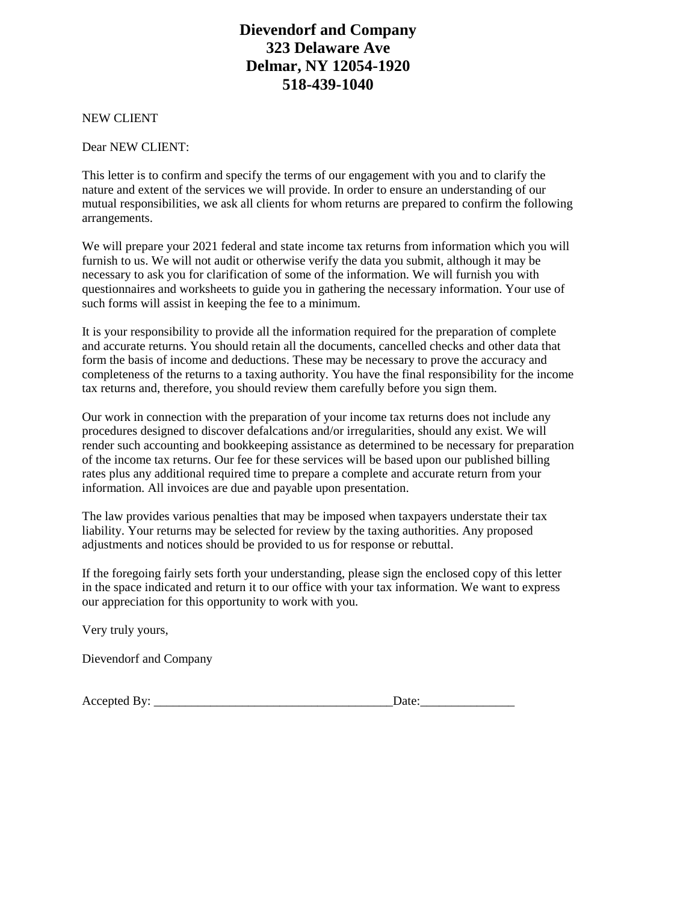# Dievendorf and Company
# 323 Delaware Ave
# Delmar, NY 12054-1920
# 518-439-1040

NEW CLIENT

Dear NEW CLIENT:

This letter is to confirm and specify the terms of our engagement with you and to clarify the nature and extent of the services we will provide. In order to ensure an understanding of our mutual responsibilities, we ask all clients for whom returns are prepared to confirm the following arrangements.

We will prepare your 2021 federal and state income tax returns from information which you will furnish to us. We will not audit or otherwise verify the data you submit, although it may be necessary to ask you for clarification of some of the information. We will furnish you with questionnaires and worksheets to guide you in gathering the necessary information. Your use of such forms will assist in keeping the fee to a minimum.

It is your responsibility to provide all the information required for the preparation of complete and accurate returns. You should retain all the documents, cancelled checks and other data that form the basis of income and deductions. These may be necessary to prove the accuracy and completeness of the returns to a taxing authority. You have the final responsibility for the income tax returns and, therefore, you should review them carefully before you sign them.

Our work in connection with the preparation of your income tax returns does not include any procedures designed to discover defalcations and/or irregularities, should any exist. We will render such accounting and bookkeeping assistance as determined to be necessary for preparation of the income tax returns. Our fee for these services will be based upon our published billing rates plus any additional required time to prepare a complete and accurate return from your information. All invoices are due and payable upon presentation.

The law provides various penalties that may be imposed when taxpayers understate their tax liability. Your returns may be selected for review by the taxing authorities. Any proposed adjustments and notices should be provided to us for response or rebuttal.

If the foregoing fairly sets forth your understanding, please sign the enclosed copy of this letter in the space indicated and return it to our office with your tax information. We want to express our appreciation for this opportunity to work with you.

Very truly yours,

Dievendorf and Company

Accepted By: ______________________________________Date:_______________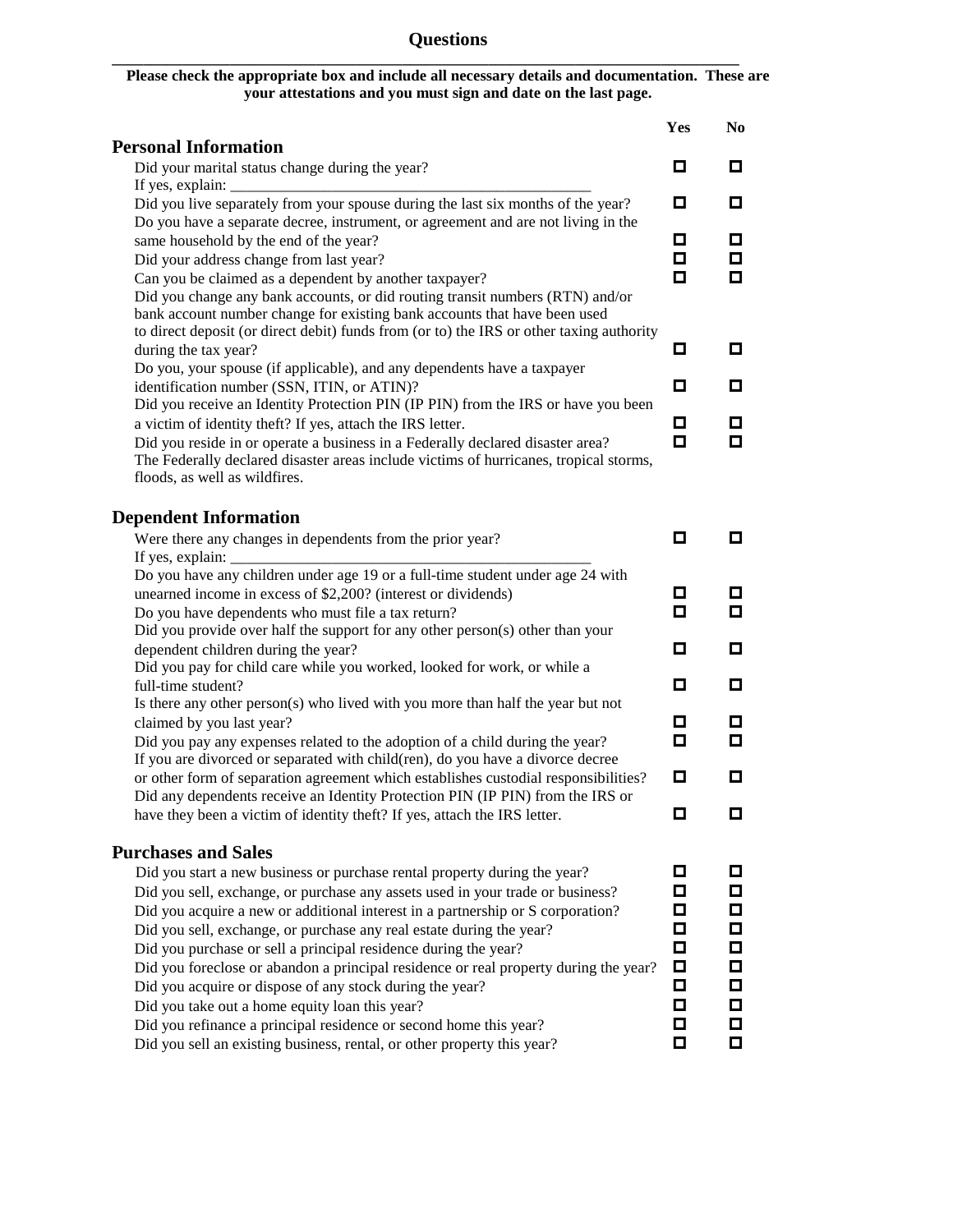# Questions

**Please check the appropriate box and include all necessary details and documentation. These are your attestations and you must sign and date on the last page.**

| | Yes | No |
|---|---|---|
| **Personal Information** | | |
| Did your marital status change during the year? | ☐ | ☐ |
| If yes, explain: ____________________________________________ | | |
| Did you live separately from your spouse during the last six months of the year? | ☐ | ☐ |
| Do you have a separate decree, instrument, or agreement and are not living in the same household by the end of the year? | ☐ | ☐ |
| Did your address change from last year? | ☐ | ☐ |
| Can you be claimed as a dependent by another taxpayer? | ☐ | ☐ |
| Did you change any bank accounts, or did routing transit numbers (RTN) and/or bank account number change for existing bank accounts that have been used to direct deposit (or direct debit) funds from (or to) the IRS or other taxing authority during the tax year? | ☐ | ☐ |
| Do you, your spouse (if applicable), and any dependents have a taxpayer identification number (SSN, ITIN, or ATIN)? | ☐ | ☐ |
| Did you receive an Identity Protection PIN (IP PIN) from the IRS or have you been a victim of identity theft? If yes, attach the IRS letter. | ☐ | ☐ |
| Did you reside in or operate a business in a Federally declared disaster area? The Federally declared disaster areas include victims of hurricanes, tropical storms, floods, as well as wildfires. | ☐ | ☐ |
| **Dependent Information** | | |
| Were there any changes in dependents from the prior year? | ☐ | ☐ |
| If yes, explain: ____________________________________________ | | |
| Do you have any children under age 19 or a full-time student under age 24 with unearned income in excess of $2,200? (interest or dividends) | ☐ | ☐ |
| Do you have dependents who must file a tax return? | ☐ | ☐ |
| Did you provide over half the support for any other person(s) other than your dependent children during the year? | ☐ | ☐ |
| Did you pay for child care while you worked, looked for work, or while a full-time student? | ☐ | ☐ |
| Is there any other person(s) who lived with you more than half the year but not claimed by you last year? | ☐ | ☐ |
| Did you pay any expenses related to the adoption of a child during the year? | ☐ | ☐ |
| If you are divorced or separated with child(ren), do you have a divorce decree or other form of separation agreement which establishes custodial responsibilities? | ☐ | ☐ |
| Did any dependents receive an Identity Protection PIN (IP PIN) from the IRS or have they been a victim of identity theft? If yes, attach the IRS letter. | ☐ | ☐ |
| **Purchases and Sales** | | |
| Did you start a new business or purchase rental property during the year? | ☐ | ☐ |
| Did you sell, exchange, or purchase any assets used in your trade or business? | ☐ | ☐ |
| Did you acquire a new or additional interest in a partnership or S corporation? | ☐ | ☐ |
| Did you sell, exchange, or purchase any real estate during the year? | ☐ | ☐ |
| Did you purchase or sell a principal residence during the year? | ☐ | ☐ |
| Did you foreclose or abandon a principal residence or real property during the year? | ☐ | ☐ |
| Did you acquire or dispose of any stock during the year? | ☐ | ☐ |
| Did you take out a home equity loan this year? | ☐ | ☐ |
| Did you refinance a principal residence or second home this year? | ☐ | ☐ |
| Did you sell an existing business, rental, or other property this year? | ☐ | ☐ |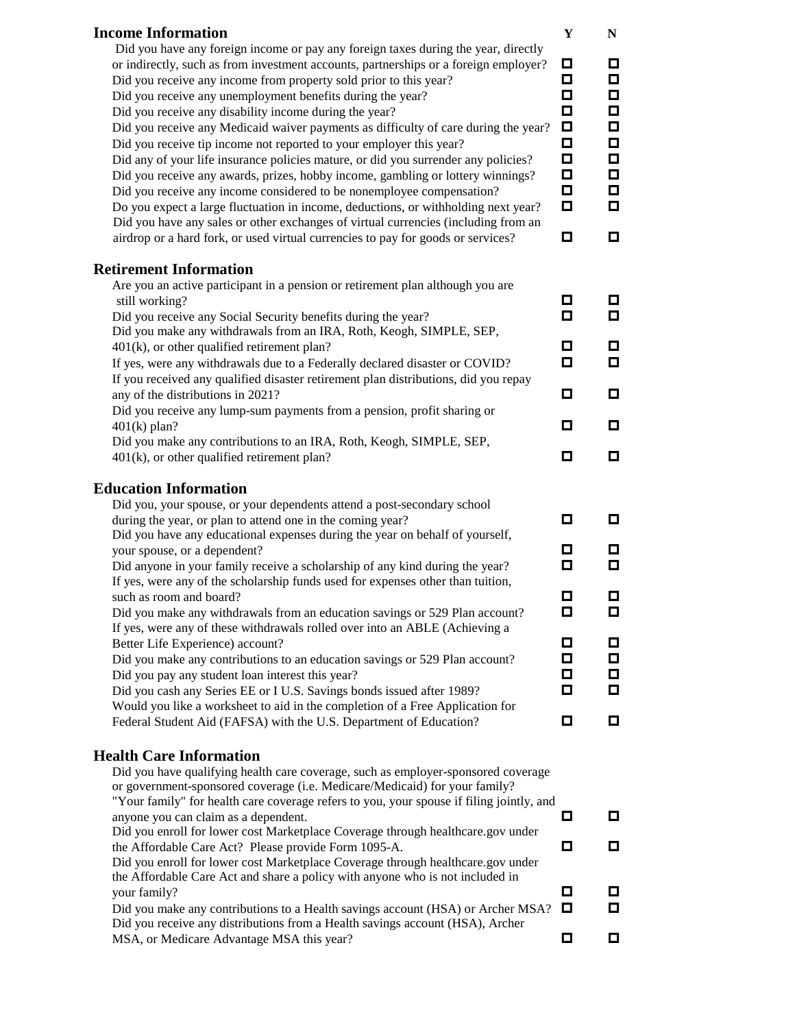## Income Information

| | Y | N |
|---|---|---|
| Did you have any foreign income or pay any foreign taxes during the year, directly or indirectly, such as from investment accounts, partnerships or a foreign employer? | ☐ | ☐ |
| Did you receive any income from property sold prior to this year? | ☐ | ☐ |
| Did you receive any unemployment benefits during the year? | ☐ | ☐ |
| Did you receive any disability income during the year? | ☐ | ☐ |
| Did you receive any Medicaid waiver payments as difficulty of care during the year? | ☐ | ☐ |
| Did you receive tip income not reported to your employer this year? | ☐ | ☐ |
| Did any of your life insurance policies mature, or did you surrender any policies? | ☐ | ☐ |
| Did you receive any awards, prizes, hobby income, gambling or lottery winnings? | ☐ | ☐ |
| Did you receive any income considered to be nonemployee compensation? | ☐ | ☐ |
| Do you expect a large fluctuation in income, deductions, or withholding next year? | ☐ | ☐ |
| Did you have any sales or other exchanges of virtual currencies (including from an airdrop or a hard fork, or used virtual currencies to pay for goods or services? | ☐ | ☐ |

## Retirement Information

| | Y | N |
|---|---|---|
| Are you an active participant in a pension or retirement plan although you are still working? | ☐ | ☐ |
| Did you receive any Social Security benefits during the year? | ☐ | ☐ |
| Did you make any withdrawals from an IRA, Roth, Keogh, SIMPLE, SEP, 401(k), or other qualified retirement plan? | ☐ | ☐ |
| If yes, were any withdrawals due to a Federally declared disaster or COVID? | ☐ | ☐ |
| If you received any qualified disaster retirement plan distributions, did you repay any of the distributions in 2021? | ☐ | ☐ |
| Did you receive any lump-sum payments from a pension, profit sharing or 401(k) plan? | ☐ | ☐ |
| Did you make any contributions to an IRA, Roth, Keogh, SIMPLE, SEP, 401(k), or other qualified retirement plan? | ☐ | ☐ |

## Education Information

| | Y | N |
|---|---|---|
| Did you, your spouse, or your dependents attend a post-secondary school during the year, or plan to attend one in the coming year? | ☐ | ☐ |
| Did you have any educational expenses during the year on behalf of yourself, your spouse, or a dependent? | ☐ | ☐ |
| Did anyone in your family receive a scholarship of any kind during the year? | ☐ | ☐ |
| If yes, were any of the scholarship funds used for expenses other than tuition, such as room and board? | ☐ | ☐ |
| Did you make any withdrawals from an education savings or 529 Plan account? | ☐ | ☐ |
| If yes, were any of these withdrawals rolled over into an ABLE (Achieving a Better Life Experience) account? | ☐ | ☐ |
| Did you make any contributions to an education savings or 529 Plan account? | ☐ | ☐ |
| Did you pay any student loan interest this year? | ☐ | ☐ |
| Did you cash any Series EE or I U.S. Savings bonds issued after 1989? | ☐ | ☐ |
| Would you like a worksheet to aid in the completion of a Free Application for Federal Student Aid (FAFSA) with the U.S. Department of Education? | ☐ | ☐ |

## Health Care Information

| | Y | N |
|---|---|---|
| Did you have qualifying health care coverage, such as employer-sponsored coverage or government-sponsored coverage (i.e. Medicare/Medicaid) for your family? "Your family" for health care coverage refers to you, your spouse if filing jointly, and anyone you can claim as a dependent. | ☐ | ☐ |
| Did you enroll for lower cost Marketplace Coverage through healthcare.gov under the Affordable Care Act? Please provide Form 1095-A. | ☐ | ☐ |
| Did you enroll for lower cost Marketplace Coverage through healthcare.gov under the Affordable Care Act and share a policy with anyone who is not included in your family? | ☐ | ☐ |
| Did you make any contributions to a Health savings account (HSA) or Archer MSA? | ☐ | ☐ |
| Did you receive any distributions from a Health savings account (HSA), Archer MSA, or Medicare Advantage MSA this year? | ☐ | ☐ |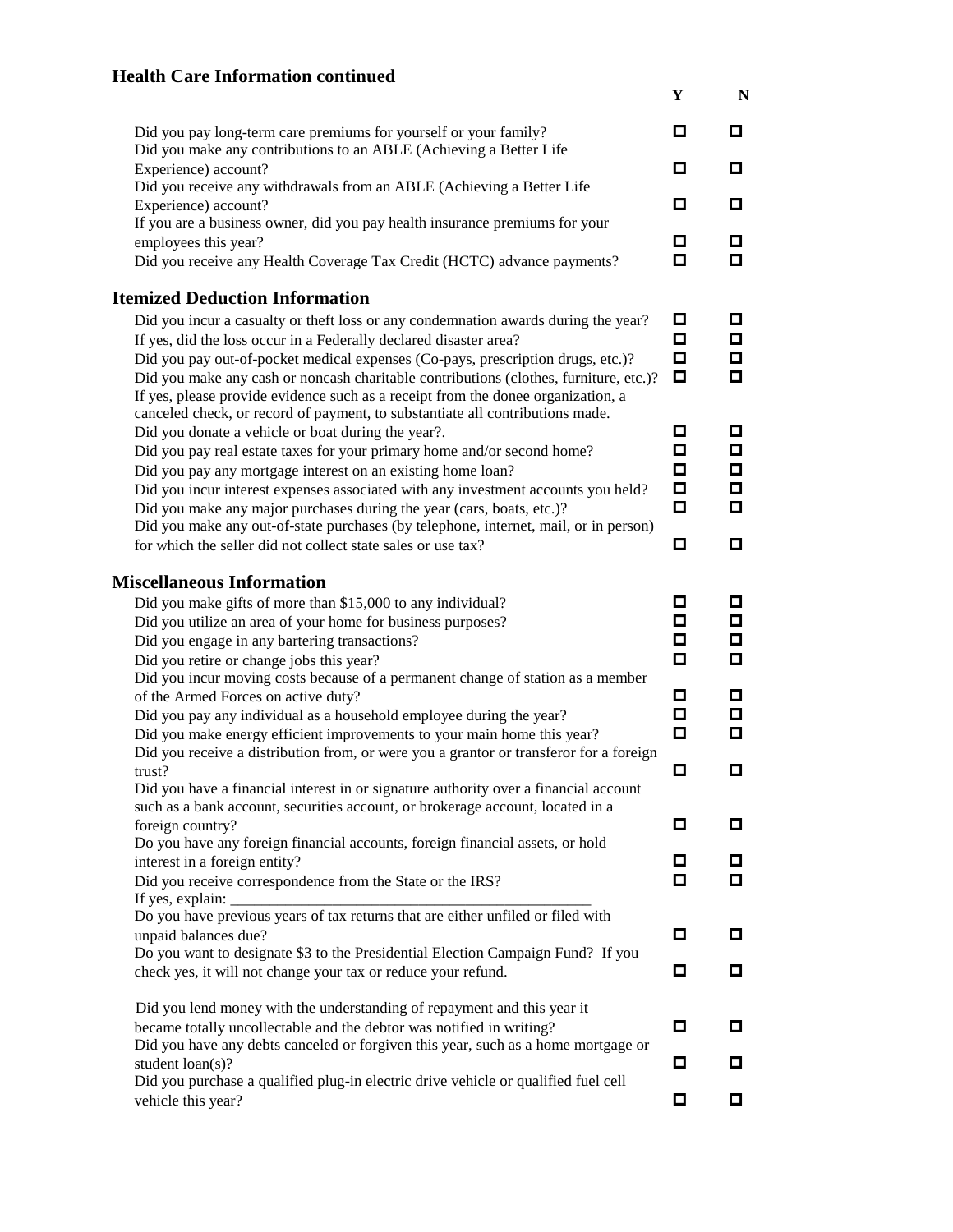## Health Care Information continued

| | Y | N |
|---|---|---|
| Did you pay long-term care premiums for yourself or your family? | ☐ | ☐ |
| Did you make any contributions to an ABLE (Achieving a Better Life Experience) account? | ☐ | ☐ |
| Did you receive any withdrawals from an ABLE (Achieving a Better Life Experience) account? | ☐ | ☐ |
| If you are a business owner, did you pay health insurance premiums for your employees this year? | ☐ | ☐ |
| Did you receive any Health Coverage Tax Credit (HCTC) advance payments? | ☐ | ☐ |

## Itemized Deduction Information

| | Y | N |
|---|---|---|
| Did you incur a casualty or theft loss or any condemnation awards during the year? | ☐ | ☐ |
| If yes, did the loss occur in a Federally declared disaster area? | ☐ | ☐ |
| Did you pay out-of-pocket medical expenses (Co-pays, prescription drugs, etc.)? | ☐ | ☐ |
| Did you make any cash or noncash charitable contributions (clothes, furniture, etc.)? If yes, please provide evidence such as a receipt from the donee organization, a canceled check, or record of payment, to substantiate all contributions made. | ☐ | ☐ |
| Did you donate a vehicle or boat during the year?. | ☐ | ☐ |
| Did you pay real estate taxes for your primary home and/or second home? | ☐ | ☐ |
| Did you pay any mortgage interest on an existing home loan? | ☐ | ☐ |
| Did you incur interest expenses associated with any investment accounts you held? | ☐ | ☐ |
| Did you make any major purchases during the year (cars, boats, etc.)? | ☐ | ☐ |
| Did you make any out-of-state purchases (by telephone, internet, mail, or in person) for which the seller did not collect state sales or use tax? | ☐ | ☐ |

## Miscellaneous Information

| | Y | N |
|---|---|---|
| Did you make gifts of more than $15,000 to any individual? | ☐ | ☐ |
| Did you utilize an area of your home for business purposes? | ☐ | ☐ |
| Did you engage in any bartering transactions? | ☐ | ☐ |
| Did you retire or change jobs this year? | ☐ | ☐ |
| Did you incur moving costs because of a permanent change of station as a member of the Armed Forces on active duty? | ☐ | ☐ |
| Did you pay any individual as a household employee during the year? | ☐ | ☐ |
| Did you make energy efficient improvements to your main home this year? | ☐ | ☐ |
| Did you receive a distribution from, or were you a grantor or transferor for a foreign trust? | ☐ | ☐ |
| Did you have a financial interest in or signature authority over a financial account such as a bank account, securities account, or brokerage account, located in a foreign country? | ☐ | ☐ |
| Do you have any foreign financial accounts, foreign financial assets, or hold interest in a foreign entity? | ☐ | ☐ |
| Did you receive correspondence from the State or the IRS? If yes, explain: ________________________________________________ | ☐ | ☐ |
| Do you have previous years of tax returns that are either unfiled or filed with unpaid balances due? | ☐ | ☐ |
| Do you want to designate $3 to the Presidential Election Campaign Fund? If you check yes, it will not change your tax or reduce your refund. | ☐ | ☐ |
| Did you lend money with the understanding of repayment and this year it became totally uncollectable and the debtor was notified in writing? | ☐ | ☐ |
| Did you have any debts canceled or forgiven this year, such as a home mortgage or student loan(s)? | ☐ | ☐ |
| Did you purchase a qualified plug-in electric drive vehicle or qualified fuel cell vehicle this year? | ☐ | ☐ |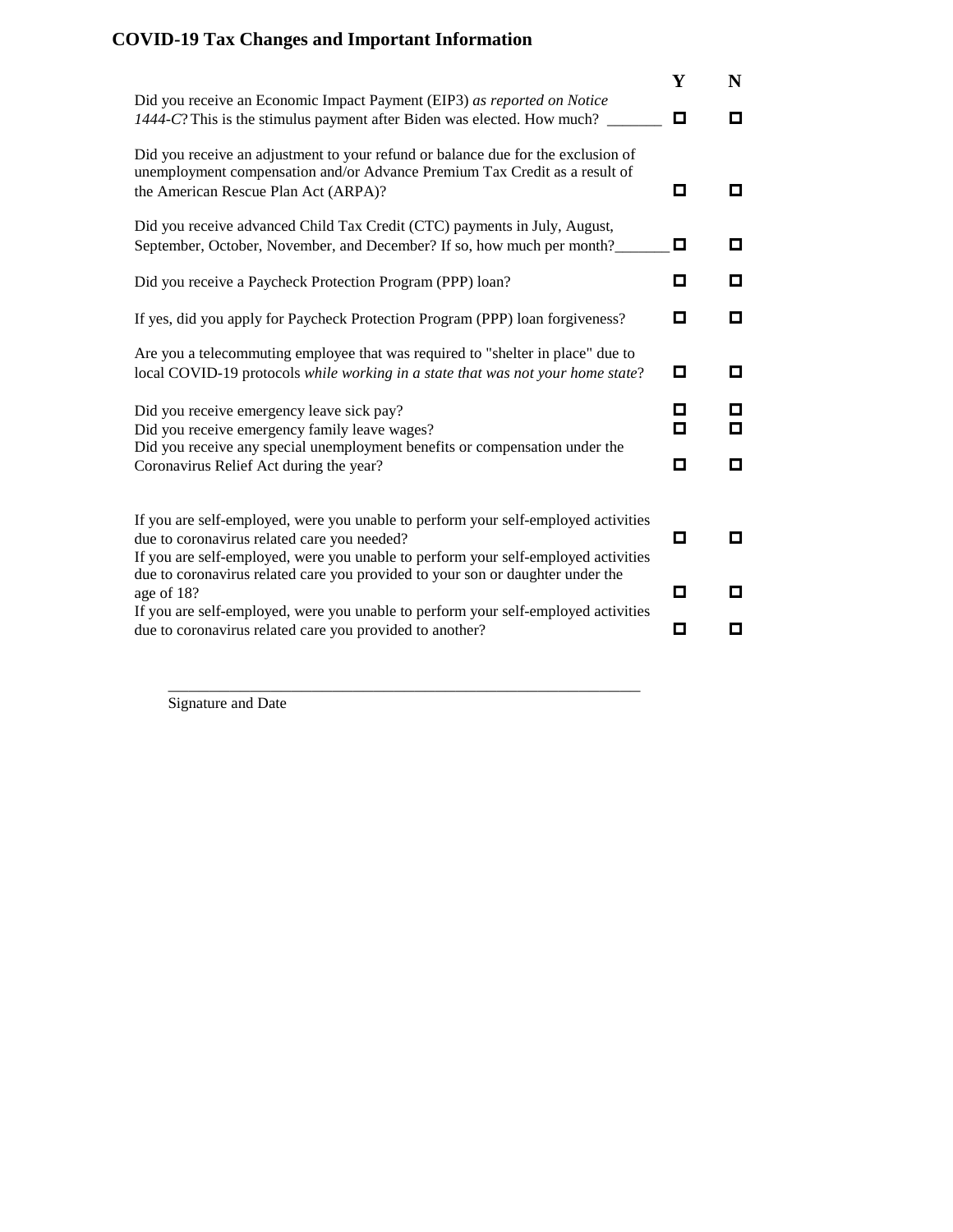# COVID-19 Tax Changes and Important Information

| | Y | N |
|---|---|---|
| Did you receive an Economic Impact Payment (EIP3) *as reported on Notice 1444-C*? This is the stimulus payment after Biden was elected. How much? _______ | ☐ | ☐ |
| Did you receive an adjustment to your refund or balance due for the exclusion of unemployment compensation and/or Advance Premium Tax Credit as a result of the American Rescue Plan Act (ARPA)? | ☐ | ☐ |
| Did you receive advanced Child Tax Credit (CTC) payments in July, August, September, October, November, and December? If so, how much per month?_______ | ☐ | ☐ |
| Did you receive a Paycheck Protection Program (PPP) loan? | ☐ | ☐ |
| If yes, did you apply for Paycheck Protection Program (PPP) loan forgiveness? | ☐ | ☐ |
| Are you a telecommuting employee that was required to "shelter in place" due to local COVID-19 protocols *while working in a state that was not your home state*? | ☐ | ☐ |
| Did you receive emergency leave sick pay? | ☐ | ☐ |
| Did you receive emergency family leave wages? | ☐ | ☐ |
| Did you receive any special unemployment benefits or compensation under the Coronavirus Relief Act during the year? | ☐ | ☐ |
| If you are self-employed, were you unable to perform your self-employed activities due to coronavirus related care you needed? | ☐ | ☐ |
| If you are self-employed, were you unable to perform your self-employed activities due to coronavirus related care you provided to your son or daughter under the age of 18? | ☐ | ☐ |
| If you are self-employed, were you unable to perform your self-employed activities due to coronavirus related care you provided to another? | ☐ | ☐ |

_______________________________________________________________

Signature and Date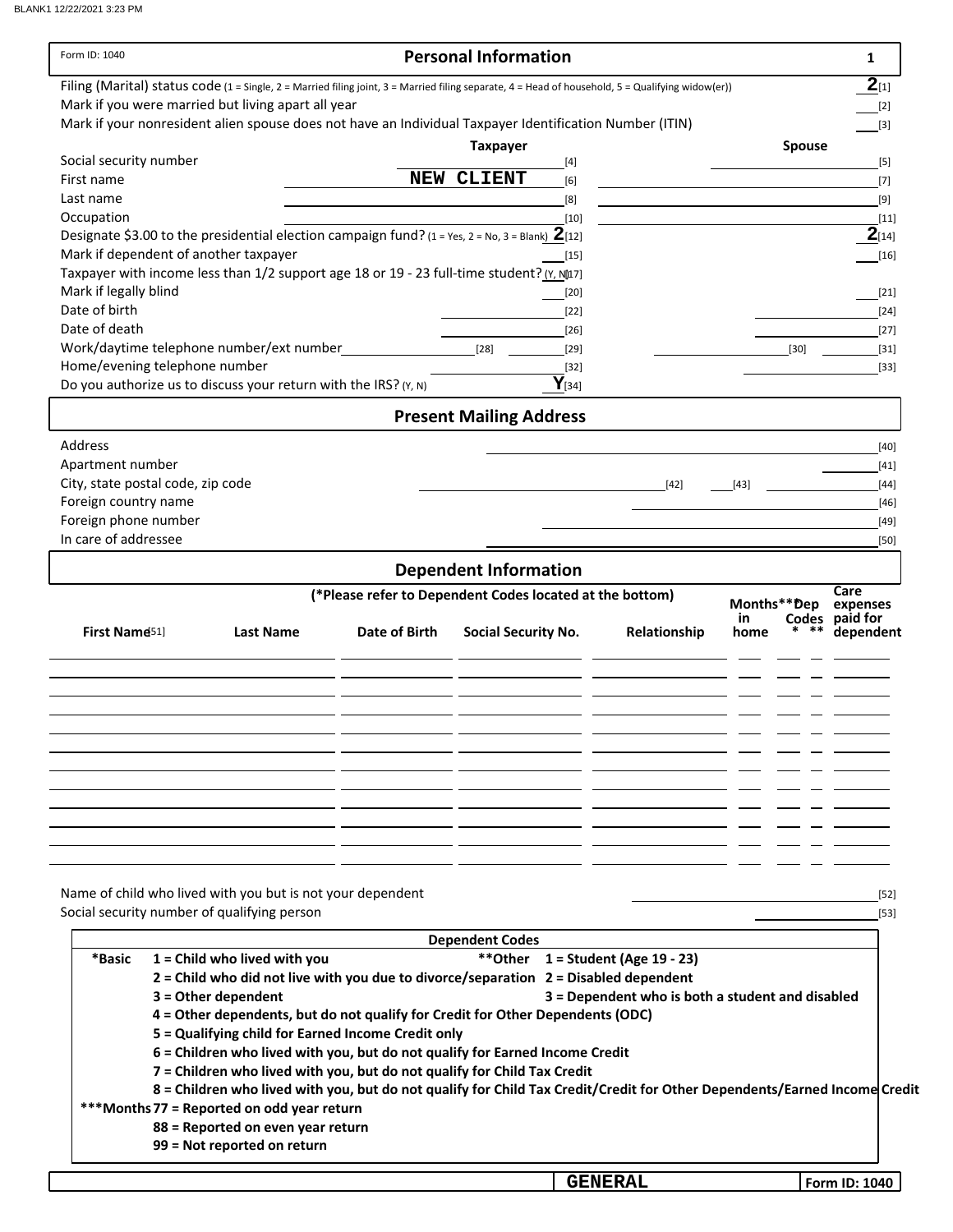Form ID: 1040

## Personal Information

1

Filing (Marital) status code (1 = Single, 2 = Married filing joint, 3 = Married filing separate, 4 = Head of household, 5 = Qualifying widow(er)) **2** [1]

Mark if you were married but living apart all year ___ [2]

Mark if your nonresident alien spouse does not have an Individual Taxpayer Identification Number (ITIN) ___ [3]

| | Taxpayer | | Spouse | |
|---|---|---|---|---|
| Social security number | | [4] | | [5] |
| First name | NEW CLIENT | [6] | | [7] |
| Last name | | [8] | | [9] |
| Occupation | | [10] | | [11] |
| Designate $3.00 to the presidential election campaign fund? (1 = Yes, 2 = No, 3 = Blank) | **2** | [12] | **2** | [14] |
| Mark if dependent of another taxpayer | | [15] | | [16] |
| Taxpayer with income less than 1/2 support age 18 or 19 - 23 full-time student? (Y, N) | | [17] | | |
| Mark if legally blind | | [20] | | [21] |
| Date of birth | | [22] | | [24] |
| Date of death | | [26] | | [27] |
| Work/daytime telephone number/ext number | [28] | [29] | [30] | [31] |
| Home/evening telephone number | | [32] | | [33] |
| Do you authorize us to discuss your return with the IRS? (Y, N) | **Y** | [34] | | |

## Present Mailing Address

Address ___ [40]

Apartment number ___ [41]

City, state postal code, zip code ___ [42] ___ [43] ___ [44]

Foreign country name ___ [46]

Foreign phone number ___ [49]

In care of addressee ___ [50]

## Dependent Information

(*Please refer to Dependent Codes located at the bottom)

| First Name [51] | Last Name | Date of Birth | Social Security No. | Relationship | Months*** in home | Dep Codes * | ** | Care expenses paid for dependent |
|---|---|---|---|---|---|---|---|---|
| | | | | | | | | |
| | | | | | | | | |
| | | | | | | | | |
| | | | | | | | | |
| | | | | | | | | |
| | | | | | | | | |
| | | | | | | | | |
| | | | | | | | | |
| | | | | | | | | |
| | | | | | | | | |
| | | | | | | | | |

Name of child who lived with you but is not your dependent ___ [52]

Social security number of qualifying person ___ [53]

**Dependent Codes**

**\*Basic**
- **1 = Child who lived with you**
- **2 = Child who did not live with you due to divorce/separation**
- **3 = Other dependent**
- **4 = Other dependents, but do not qualify for Credit for Other Dependents (ODC)**
- **5 = Qualifying child for Earned Income Credit only**
- **6 = Children who lived with you, but do not qualify for Earned Income Credit**
- **7 = Children who lived with you, but do not qualify for Child Tax Credit**
- **8 = Children who lived with you, but do not qualify for Child Tax Credit/Credit for Other Dependents/Earned Income Credit**

**\*\*Other**
- **1 = Student (Age 19 - 23)**
- **2 = Disabled dependent**
- **3 = Dependent who is both a student and disabled**

**\*\*\*Months**
- **77 = Reported on odd year return**
- **88 = Reported on even year return**
- **99 = Not reported on return**

GENERAL | Form ID: 1040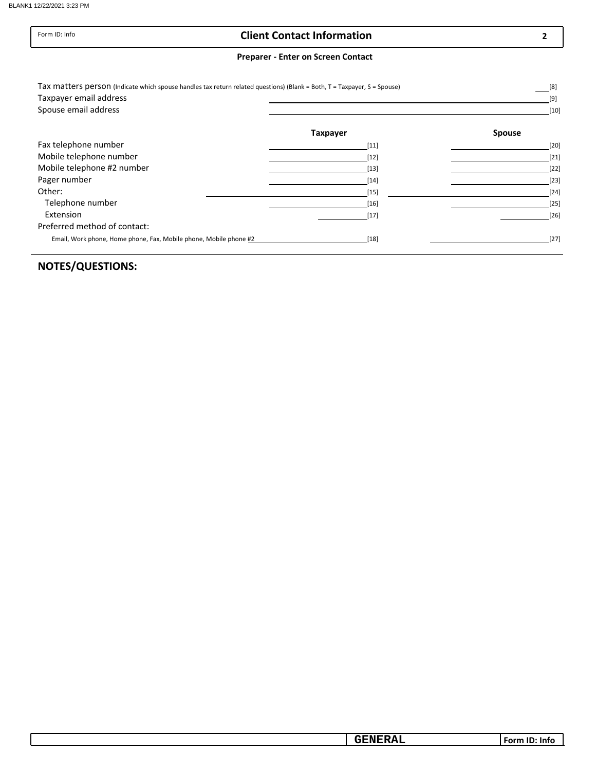Form ID: Info

# Client Contact Information

**Preparer - Enter on Screen Contact**

Tax matters person (Indicate which spouse handles tax return related questions) (Blank = Both, T = Taxpayer, S = Spouse) ____ [8]

Taxpayer email address ____________________ [9]

Spouse email address ____________________ [10]

| | Taxpayer | | Spouse | |
|---|---|---|---|---|
| Fax telephone number | | [11] | | [20] |
| Mobile telephone number | | [12] | | [21] |
| Mobile telephone #2 number | | [13] | | [22] |
| Pager number | | [14] | | [23] |
| Other: | | [15] | | [24] |
| Telephone number | | [16] | | [25] |
| Extension | | [17] | | [26] |
| Preferred method of contact: | | | | |
| Email, Work phone, Home phone, Fax, Mobile phone, Mobile phone #2 | | [18] | | [27] |

## NOTES/QUESTIONS:

GENERAL | Form ID: Info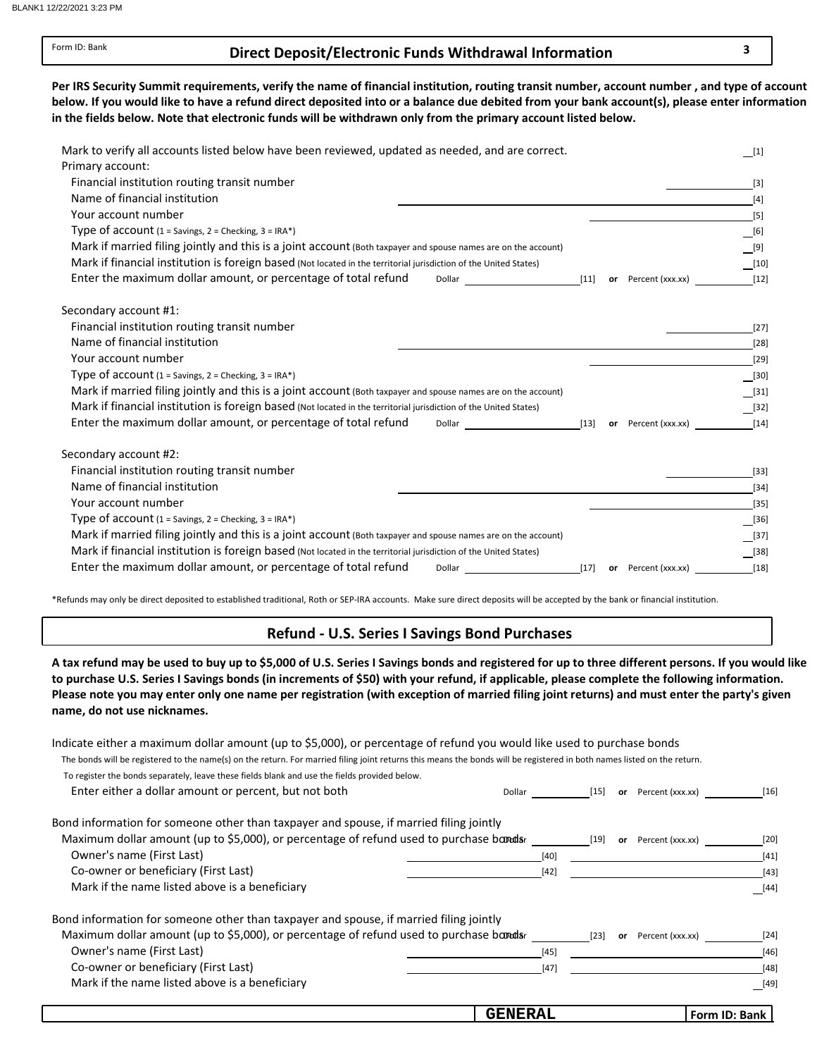Form ID: Bank

## Direct Deposit/Electronic Funds Withdrawal Information

**Per IRS Security Summit requirements, verify the name of financial institution, routing transit number, account number , and type of account below. If you would like to have a refund direct deposited into or a balance due debited from your bank account(s), please enter information in the fields below. Note that electronic funds will be withdrawn only from the primary account listed below.**

Mark to verify all accounts listed below have been reviewed, updated as needed, and are correct. ____ [1]

Primary account:

- Financial institution routing transit number ____ [3]
- Name of financial institution ____ [4]
- Your account number ____ [5]
- Type of account (1 = Savings, 2 = Checking, 3 = IRA*) ____ [6]
- Mark if married filing jointly and this is a joint account (Both taxpayer and spouse names are on the account) ____ [9]
- Mark if financial institution is foreign based (Not located in the territorial jurisdiction of the United States) ____ [10]
- Enter the maximum dollar amount, or percentage of total refund — Dollar ____ [11] **or** Percent (xxx.xx) ____ [12]

Secondary account #1:

- Financial institution routing transit number ____ [27]
- Name of financial institution ____ [28]
- Your account number ____ [29]
- Type of account (1 = Savings, 2 = Checking, 3 = IRA*) ____ [30]
- Mark if married filing jointly and this is a joint account (Both taxpayer and spouse names are on the account) ____ [31]
- Mark if financial institution is foreign based (Not located in the territorial jurisdiction of the United States) ____ [32]
- Enter the maximum dollar amount, or percentage of total refund — Dollar ____ [13] **or** Percent (xxx.xx) ____ [14]

Secondary account #2:

- Financial institution routing transit number ____ [33]
- Name of financial institution ____ [34]
- Your account number ____ [35]
- Type of account (1 = Savings, 2 = Checking, 3 = IRA*) ____ [36]
- Mark if married filing jointly and this is a joint account (Both taxpayer and spouse names are on the account) ____ [37]
- Mark if financial institution is foreign based (Not located in the territorial jurisdiction of the United States) ____ [38]
- Enter the maximum dollar amount, or percentage of total refund — Dollar ____ [17] **or** Percent (xxx.xx) ____ [18]

*Refunds may only be direct deposited to established traditional, Roth or SEP-IRA accounts. Make sure direct deposits will be accepted by the bank or financial institution.

## Refund - U.S. Series I Savings Bond Purchases

**A tax refund may be used to buy up to $5,000 of U.S. Series I Savings bonds and registered for up to three different persons. If you would like to purchase U.S. Series I Savings bonds (in increments of $50) with your refund, if applicable, please complete the following information. Please note you may enter only one name per registration (with exception of married filing joint returns) and must enter the party's given name, do not use nicknames.**

Indicate either a maximum dollar amount (up to $5,000), or percentage of refund you would like used to purchase bonds

The bonds will be registered to the name(s) on the return. For married filing joint returns this means the bonds will be registered in both names listed on the return.

To register the bonds separately, leave these fields blank and use the fields provided below.

- Enter either a dollar amount or percent, but not both — Dollar ____ [15] **or** Percent (xxx.xx) ____ [16]

Bond information for someone other than taxpayer and spouse, if married filing jointly

- Maximum dollar amount (up to $5,000), or percentage of refund used to purchase bonds — Dollar ____ [19] **or** Percent (xxx.xx) ____ [20]
- Owner's name (First Last) ____ [40] ____ [41]
- Co-owner or beneficiary (First Last) ____ [42] ____ [43]
- Mark if the name listed above is a beneficiary ____ [44]

Bond information for someone other than taxpayer and spouse, if married filing jointly

- Maximum dollar amount (up to $5,000), or percentage of refund used to purchase bonds — Dollar ____ [23] **or** Percent (xxx.xx) ____ [24]
- Owner's name (First Last) ____ [45] ____ [46]
- Co-owner or beneficiary (First Last) ____ [47] ____ [48]
- Mark if the name listed above is a beneficiary ____ [49]

GENERAL — Form ID: Bank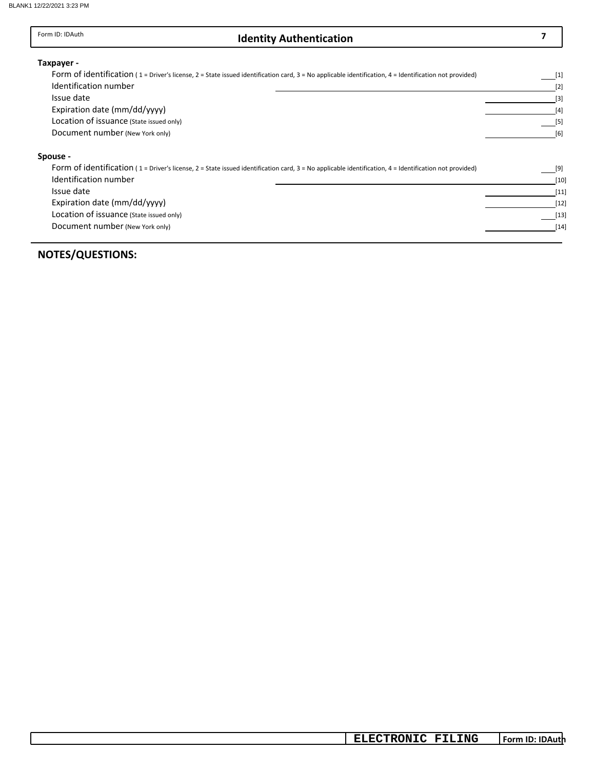Form ID: IDAuth

# Identity Authentication

**7**

**Taxpayer -**

| | | |
|---|---|---|
| Form of identification ( 1 = Driver's license, 2 = State issued identification card, 3 = No applicable identification, 4 = Identification not provided) | ____ | [1] |
| Identification number | ____ | [2] |
| Issue date | ____ | [3] |
| Expiration date (mm/dd/yyyy) | ____ | [4] |
| Location of issuance (State issued only) | ____ | [5] |
| Document number (New York only) | ____ | [6] |

**Spouse -**

| | | |
|---|---|---|
| Form of identification ( 1 = Driver's license, 2 = State issued identification card, 3 = No applicable identification, 4 = Identification not provided) | ____ | [9] |
| Identification number | ____ | [10] |
| Issue date | ____ | [11] |
| Expiration date (mm/dd/yyyy) | ____ | [12] |
| Location of issuance (State issued only) | ____ | [13] |
| Document number (New York only) | ____ | [14] |

**NOTES/QUESTIONS:**

**ELECTRONIC FILING** | Form ID: IDAuth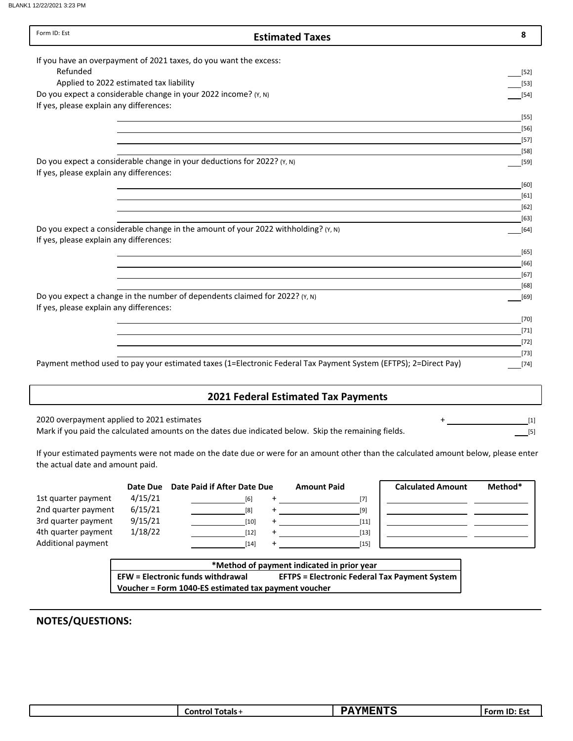Form ID: Est

## Estimated Taxes

8

If you have an overpayment of 2021 taxes, do you want the excess:

Refunded ___ [52]

Applied to 2022 estimated tax liability ___ [53]

Do you expect a considerable change in your 2022 income? (Y, N) ___ [54]

If yes, please explain any differences:

___ [55]

___ [56]

___ [57]

___ [58]

Do you expect a considerable change in your deductions for 2022? (Y, N) ___ [59]

If yes, please explain any differences:

___ [60]

___ [61]

___ [62]

___ [63]

Do you expect a considerable change in the amount of your 2022 withholding? (Y, N) ___ [64]

If yes, please explain any differences:

___ [65]

___ [66]

___ [67]

___ [68]

Do you expect a change in the number of dependents claimed for 2022? (Y, N) ___ [69]

If yes, please explain any differences:

___ [70]

___ [71]

___ [72]

___ [73]

Payment method used to pay your estimated taxes (1=Electronic Federal Tax Payment System (EFTPS); 2=Direct Pay) ___ [74]

## 2021 Federal Estimated Tax Payments

2020 overpayment applied to 2021 estimates + ___ [1]

Mark if you paid the calculated amounts on the dates due indicated below. Skip the remaining fields. ___ [5]

If your estimated payments were not made on the date due or were for an amount other than the calculated amount below, please enter the actual date and amount paid.

| | Date Due | Date Paid if After Date Due | Amount Paid | Calculated Amount | Method* |
|---|---|---|---|---|---|
| 1st quarter payment | 4/15/21 | [6] | + [7] | | |
| 2nd quarter payment | 6/15/21 | [8] | + [9] | | |
| 3rd quarter payment | 9/15/21 | [10] | + [11] | | |
| 4th quarter payment | 1/18/22 | [12] | + [13] | | |
| Additional payment | | [14] | + [15] | | |

| *Method of payment indicated in prior year | |
|---|---|
| EFW = Electronic funds withdrawal | EFTPS = Electronic Federal Tax Payment System |
| Voucher = Form 1040-ES estimated tax payment voucher | |

## NOTES/QUESTIONS:

| | Control Totals + | PAYMENTS | Form ID: Est |
|---|---|---|---|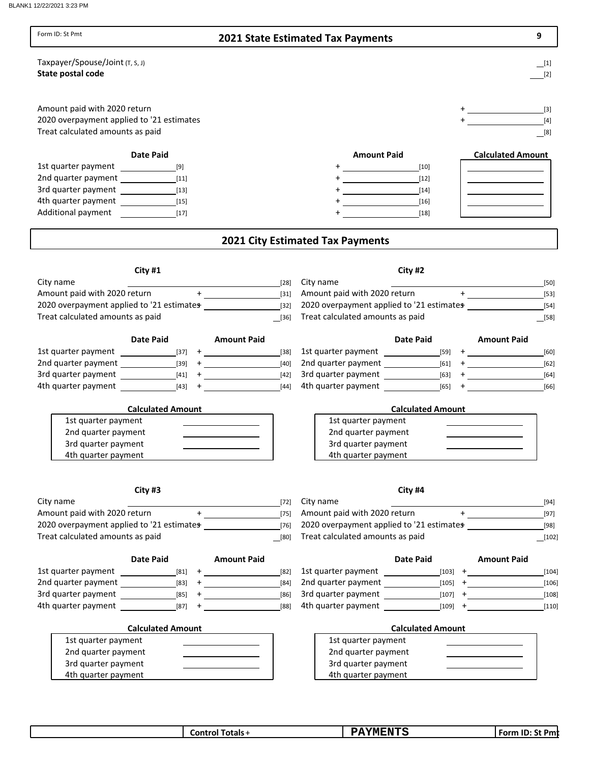Form ID: St Pmt

# 2021 State Estimated Tax Payments

9

Taxpayer/Spouse/Joint (T, S, J) __[1]

**State postal code** ___[2]

| | | |
|---|---|---|
| Amount paid with 2020 return | + | [3] |
| 2020 overpayment applied to '21 estimates | + | [4] |
| Treat calculated amounts as paid | | [8] |

| | Date Paid | Amount Paid | Calculated Amount |
|---|---|---|---|
| 1st quarter payment | [9] | + [10] | |
| 2nd quarter payment | [11] | + [12] | |
| 3rd quarter payment | [13] | + [14] | |
| 4th quarter payment | [15] | + [16] | |
| Additional payment | [17] | + [18] | |

# 2021 City Estimated Tax Payments

## City #1

| | | |
|---|---|---|
| City name | | [28] |
| Amount paid with 2020 return | + | [31] |
| 2020 overpayment applied to '21 estimates | + | [32] |
| Treat calculated amounts as paid | | [36] |

| | Date Paid | Amount Paid |
|---|---|---|
| 1st quarter payment | [37] | + [38] |
| 2nd quarter payment | [39] | + [40] |
| 3rd quarter payment | [41] | + [42] |
| 4th quarter payment | [43] | + [44] |

**Calculated Amount**

| | |
|---|---|
| 1st quarter payment | |
| 2nd quarter payment | |
| 3rd quarter payment | |
| 4th quarter payment | |

## City #2

| | | |
|---|---|---|
| City name | | [50] |
| Amount paid with 2020 return | + | [53] |
| 2020 overpayment applied to '21 estimates | + | [54] |
| Treat calculated amounts as paid | | [58] |

| | Date Paid | Amount Paid |
|---|---|---|
| 1st quarter payment | [59] | + [60] |
| 2nd quarter payment | [61] | + [62] |
| 3rd quarter payment | [63] | + [64] |
| 4th quarter payment | [65] | + [66] |

**Calculated Amount**

| | |
|---|---|
| 1st quarter payment | |
| 2nd quarter payment | |
| 3rd quarter payment | |
| 4th quarter payment | |

## City #3

| | | |
|---|---|---|
| City name | | [72] |
| Amount paid with 2020 return | + | [75] |
| 2020 overpayment applied to '21 estimates | + | [76] |
| Treat calculated amounts as paid | | [80] |

| | Date Paid | Amount Paid |
|---|---|---|
| 1st quarter payment | [81] | + [82] |
| 2nd quarter payment | [83] | + [84] |
| 3rd quarter payment | [85] | + [86] |
| 4th quarter payment | [87] | + [88] |

**Calculated Amount**

| | |
|---|---|
| 1st quarter payment | |
| 2nd quarter payment | |
| 3rd quarter payment | |
| 4th quarter payment | |

## City #4

| | | |
|---|---|---|
| City name | | [94] |
| Amount paid with 2020 return | + | [97] |
| 2020 overpayment applied to '21 estimates | + | [98] |
| Treat calculated amounts as paid | | [102] |

| | Date Paid | Amount Paid |
|---|---|---|
| 1st quarter payment | [103] | + [104] |
| 2nd quarter payment | [105] | + [106] |
| 3rd quarter payment | [107] | + [108] |
| 4th quarter payment | [109] | + [110] |

**Calculated Amount**

| | |
|---|---|
| 1st quarter payment | |
| 2nd quarter payment | |
| 3rd quarter payment | |
| 4th quarter payment | |

| | Control Totals + | PAYMENTS | Form ID: St Pmt |
|---|---|---|---|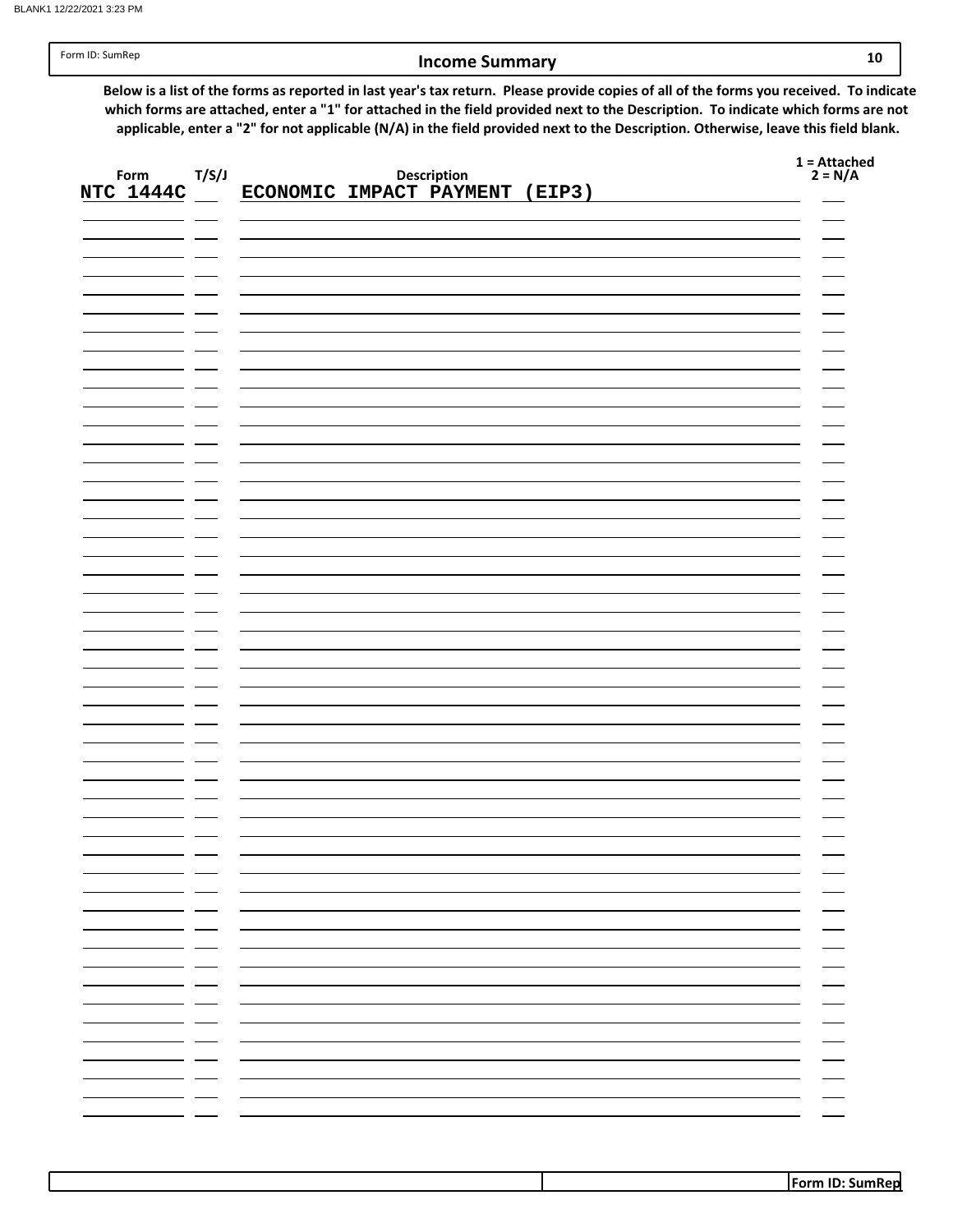Form ID: SumRep

## Income Summary

**Below is a list of the forms as reported in last year's tax return. Please provide copies of all of the forms you received. To indicate which forms are attached, enter a "1" for attached in the field provided next to the Description. To indicate which forms are not applicable, enter a "2" for not applicable (N/A) in the field provided next to the Description. Otherwise, leave this field blank.**

| Form | T/S/J | Description | 1 = Attached 2 = N/A |
|---|---|---|---|
| NTC 1444C | | ECONOMIC IMPACT PAYMENT (EIP3) | |
| | | | |
| | | | |
| | | | |
| | | | |
| | | | |
| | | | |
| | | | |
| | | | |
| | | | |
| | | | |
| | | | |
| | | | |
| | | | |
| | | | |
| | | | |
| | | | |
| | | | |
| | | | |
| | | | |
| | | | |
| | | | |
| | | | |
| | | | |
| | | | |
| | | | |
| | | | |
| | | | |
| | | | |
| | | | |
| | | | |
| | | | |
| | | | |
| | | | |
| | | | |
| | | | |
| | | | |
| | | | |
| | | | |
| | | | |
| | | | |
| | | | |
| | | | |
| | | | |
| | | | |
| | | | |
| | | | |
| | | | |
| | | | |
| | | | |
| | | | |

Form ID: SumRep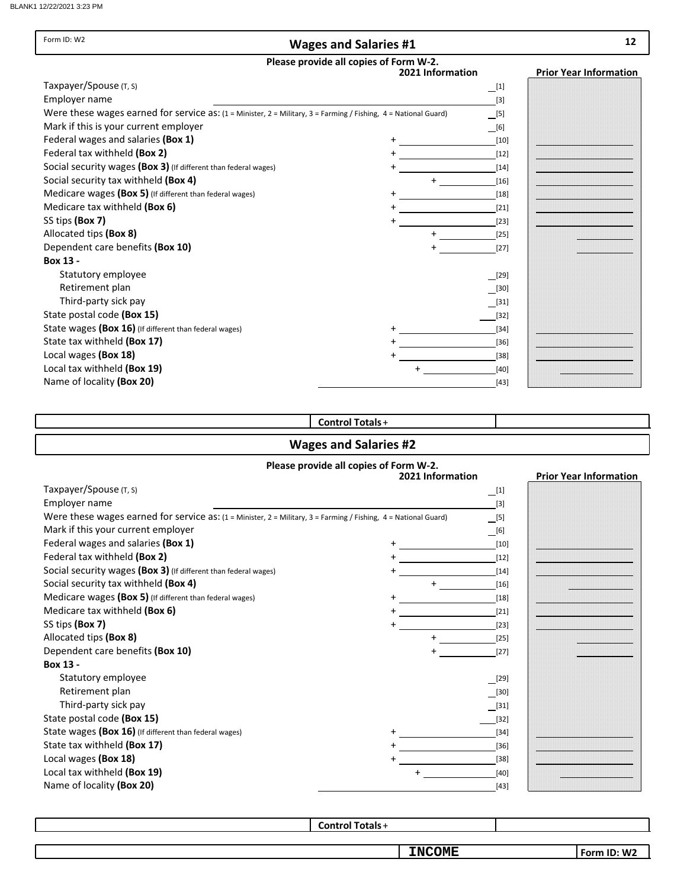Form ID: W2

## Wages and Salaries #1

**12**

**Please provide all copies of Form W-2.**

| | **2021 Information** | | **Prior Year Information** |
|---|---|---|---|
| Taxpayer/Spouse (T, S) | | [1] | |
| Employer name | | [3] | |
| Were these wages earned for service as: (1 = Minister, 2 = Military, 3 = Farming / Fishing, 4 = National Guard) | | [5] | |
| Mark if this is your current employer | | [6] | |
| Federal wages and salaries **(Box 1)** | + | [10] | |
| Federal tax withheld **(Box 2)** | + | [12] | |
| Social security wages **(Box 3)** (If different than federal wages) | + | [14] | |
| Social security tax withheld **(Box 4)** | + | [16] | |
| Medicare wages **(Box 5)** (If different than federal wages) | + | [18] | |
| Medicare tax withheld **(Box 6)** | + | [21] | |
| SS tips **(Box 7)** | + | [23] | |
| Allocated tips **(Box 8)** | + | [25] | |
| Dependent care benefits **(Box 10)** | + | [27] | |
| **Box 13 -** | | | |
| Statutory employee | | [29] | |
| Retirement plan | | [30] | |
| Third-party sick pay | | [31] | |
| State postal code **(Box 15)** | | [32] | |
| State wages **(Box 16)** (If different than federal wages) | + | [34] | |
| State tax withheld **(Box 17)** | + | [36] | |
| Local wages **(Box 18)** | + | [38] | |
| Local tax withheld **(Box 19)** | + | [40] | |
| Name of locality **(Box 20)** | | [43] | |

**Control Totals** +

## Wages and Salaries #2

**Please provide all copies of Form W-2.**

| | **2021 Information** | | **Prior Year Information** |
|---|---|---|---|
| Taxpayer/Spouse (T, S) | | [1] | |
| Employer name | | [3] | |
| Were these wages earned for service as: (1 = Minister, 2 = Military, 3 = Farming / Fishing, 4 = National Guard) | | [5] | |
| Mark if this your current employer | | [6] | |
| Federal wages and salaries **(Box 1)** | + | [10] | |
| Federal tax withheld **(Box 2)** | + | [12] | |
| Social security wages **(Box 3)** (If different than federal wages) | + | [14] | |
| Social security tax withheld **(Box 4)** | + | [16] | |
| Medicare wages **(Box 5)** (If different than federal wages) | + | [18] | |
| Medicare tax withheld **(Box 6)** | + | [21] | |
| SS tips **(Box 7)** | + | [23] | |
| Allocated tips **(Box 8)** | + | [25] | |
| Dependent care benefits **(Box 10)** | + | [27] | |
| **Box 13 -** | | | |
| Statutory employee | | [29] | |
| Retirement plan | | [30] | |
| Third-party sick pay | | [31] | |
| State postal code **(Box 15)** | | [32] | |
| State wages **(Box 16)** (If different than federal wages) | + | [34] | |
| State tax withheld **(Box 17)** | + | [36] | |
| Local wages **(Box 18)** | + | [38] | |
| Local tax withheld **(Box 19)** | + | [40] | |
| Name of locality **(Box 20)** | | [43] | |

**Control Totals** +

**INCOME** | **Form ID: W2**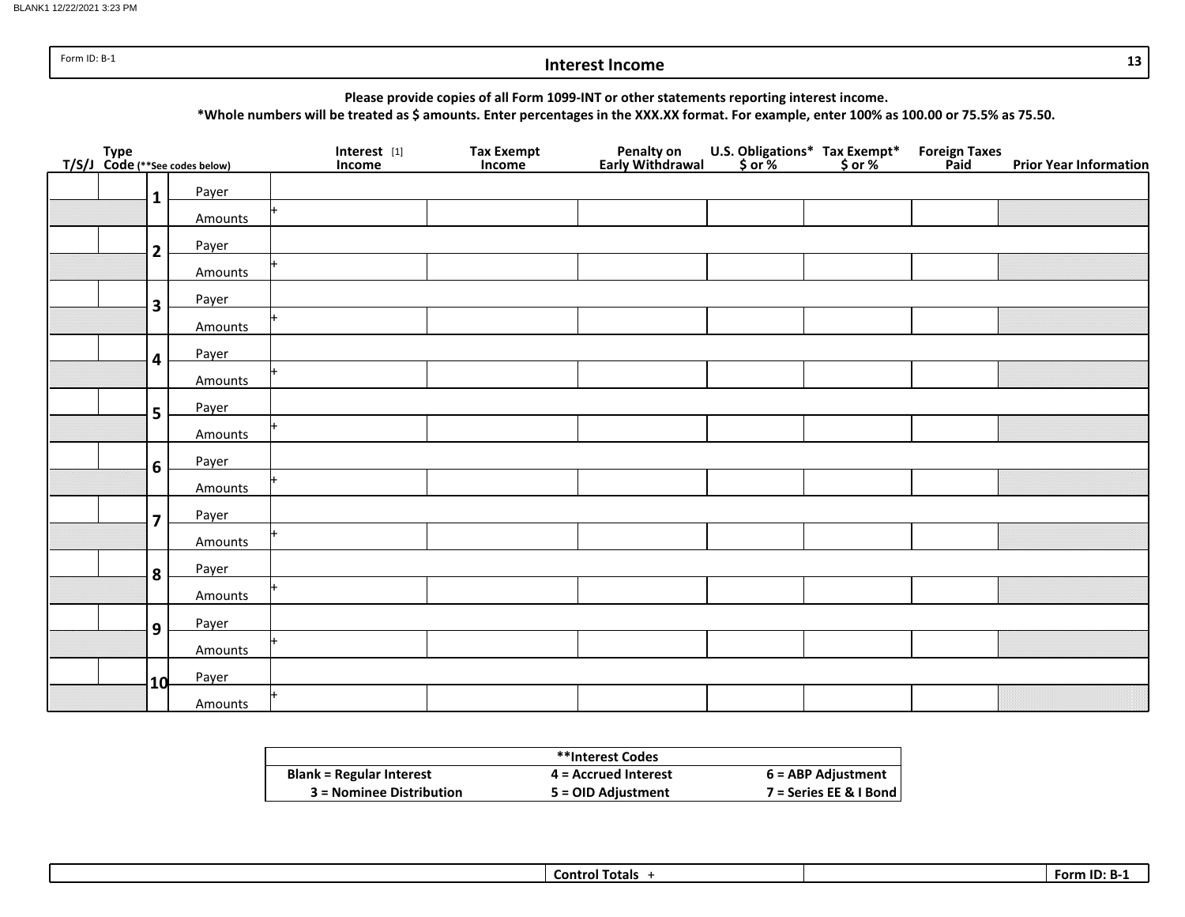Form ID: B-1

# Interest Income

**Please provide copies of all Form 1099-INT or other statements reporting interest income.**

**\*Whole numbers will be treated as $ amounts. Enter percentages in the XXX.XX format. For example, enter 100% as 100.00 or 75.5% as 75.50.**

| T/S/J | Type Code (**See codes below) | | | Interest [1] Income | Tax Exempt Income | Penalty on Early Withdrawal | U.S. Obligations* $ or % | Tax Exempt* $ or % | Foreign Taxes Paid | Prior Year Information |
|---|---|---|---|---|---|---|---|---|---|---|
| | | 1 | Payer | | | | | | | |
| | | | Amounts | + | | | | | | |
| | | 2 | Payer | | | | | | | |
| | | | Amounts | + | | | | | | |
| | | 3 | Payer | | | | | | | |
| | | | Amounts | + | | | | | | |
| | | 4 | Payer | | | | | | | |
| | | | Amounts | + | | | | | | |
| | | 5 | Payer | | | | | | | |
| | | | Amounts | + | | | | | | |
| | | 6 | Payer | | | | | | | |
| | | | Amounts | + | | | | | | |
| | | 7 | Payer | | | | | | | |
| | | | Amounts | + | | | | | | |
| | | 8 | Payer | | | | | | | |
| | | | Amounts | + | | | | | | |
| | | 9 | Payer | | | | | | | |
| | | | Amounts | + | | | | | | |
| | | 10 | Payer | | | | | | | |
| | | | Amounts | + | | | | | | |

| **\*\*Interest Codes** | | |
|---|---|---|
| **Blank = Regular Interest** | **4 = Accrued Interest** | **6 = ABP Adjustment** |
| **3 = Nominee Distribution** | **5 = OID Adjustment** | **7 = Series EE & I Bond** |

| | **Control Totals** + | | **Form ID: B-1** |
|---|---|---|---|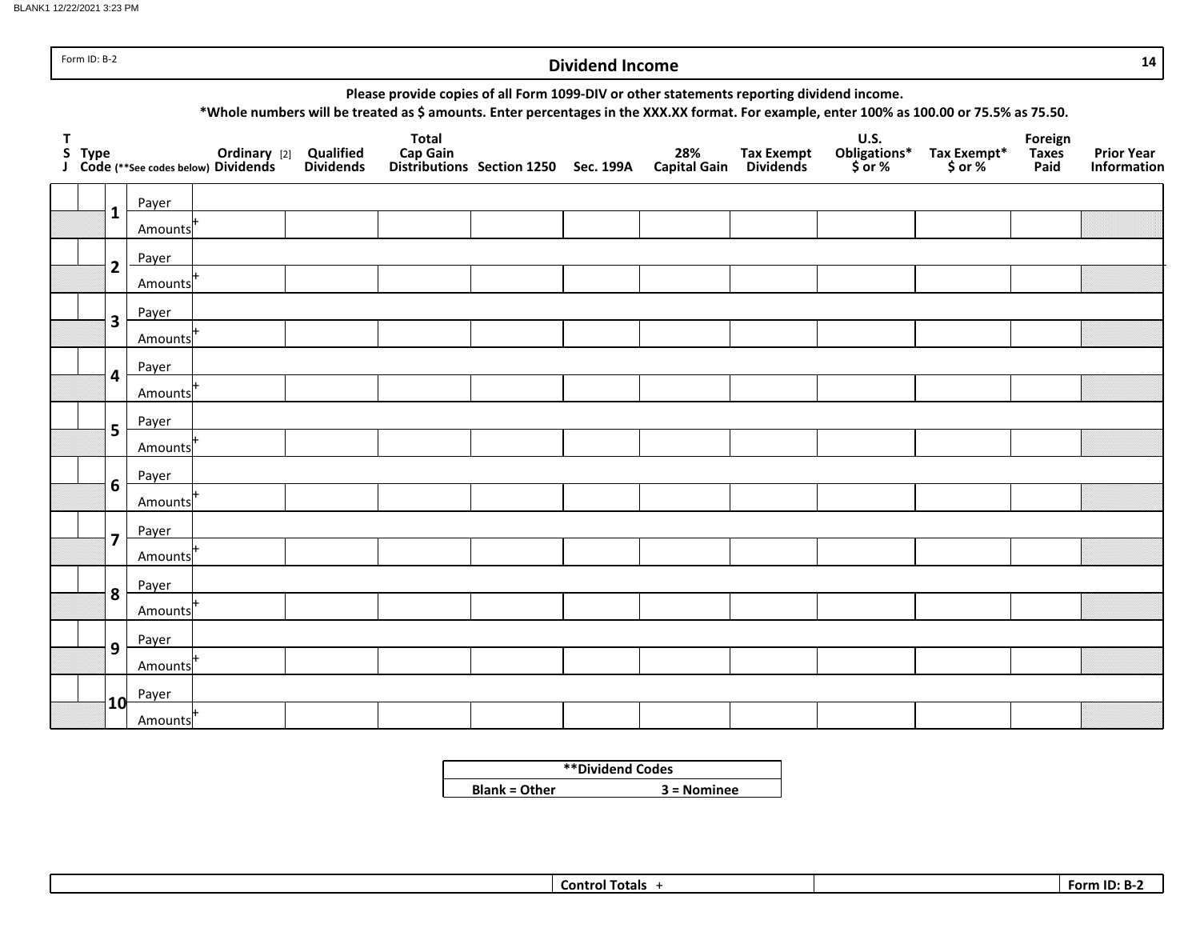Form ID: B-2

# Dividend Income

**Please provide copies of all Form 1099-DIV or other statements reporting dividend income.**

**\*Whole numbers will be treated as $ amounts. Enter percentages in the XXX.XX format. For example, enter 100% as 100.00 or 75.5% as 75.50.**

| TSJ | Type Code (**See codes below) | # | | Ordinary [2] Dividends | Qualified Dividends | Total Cap Gain Distributions | Section 1250 | Sec. 199A | 28% Capital Gain | Tax Exempt Dividends | U.S. Obligations* $ or % | Tax Exempt* $ or % | Foreign Taxes Paid | Prior Year Information |
|---|---|---|---|---|---|---|---|---|---|---|---|---|---|---|
| | | 1 | Payer | | | | | | | | | | | |
| | | | Amounts + | | | | | | | | | | | |
| | | 2 | Payer | | | | | | | | | | | |
| | | | Amounts + | | | | | | | | | | | |
| | | 3 | Payer | | | | | | | | | | | |
| | | | Amounts + | | | | | | | | | | | |
| | | 4 | Payer | | | | | | | | | | | |
| | | | Amounts + | | | | | | | | | | | |
| | | 5 | Payer | | | | | | | | | | | |
| | | | Amounts + | | | | | | | | | | | |
| | | 6 | Payer | | | | | | | | | | | |
| | | | Amounts + | | | | | | | | | | | |
| | | 7 | Payer | | | | | | | | | | | |
| | | | Amounts + | | | | | | | | | | | |
| | | 8 | Payer | | | | | | | | | | | |
| | | | Amounts + | | | | | | | | | | | |
| | | 9 | Payer | | | | | | | | | | | |
| | | | Amounts + | | | | | | | | | | | |
| | | 10 | Payer | | | | | | | | | | | |
| | | | Amounts + | | | | | | | | | | | |

| **Dividend Codes** | |
|---|---|
| **Blank = Other** | **3 = Nominee** |

| | Control Totals + | | Form ID: B-2 |
|---|---|---|---|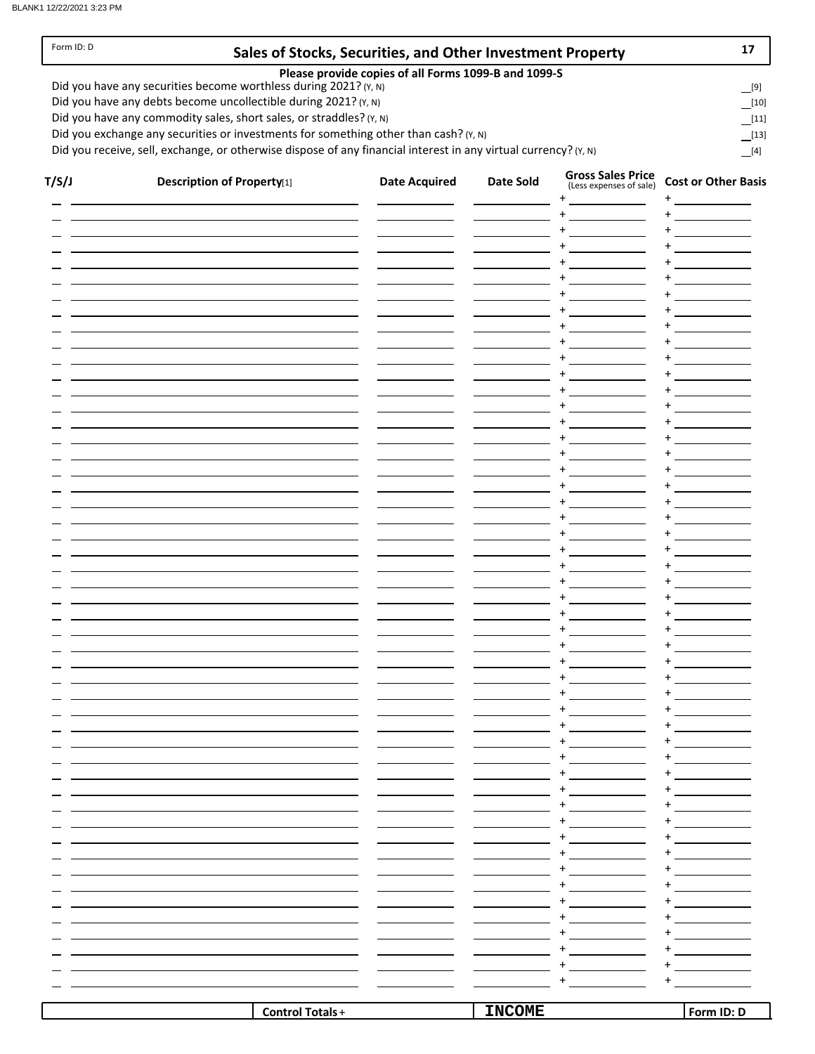Form ID: D

# Sales of Stocks, Securities, and Other Investment Property

**17**

**Please provide copies of all Forms 1099-B and 1099-S**

Did you have any securities become worthless during 2021? (Y, N) __[9]

Did you have any debts become uncollectible during 2021? (Y, N) __[10]

Did you have any commodity sales, short sales, or straddles? (Y, N) __[11]

Did you exchange any securities or investments for something other than cash? (Y, N) __[13]

Did you receive, sell, exchange, or otherwise dispose of any financial interest in any virtual currency? (Y, N) __[4]

| T/S/J | Description of Property[1] | Date Acquired | Date Sold | Gross Sales Price (Less expenses of sale) | Cost or Other Basis |
|---|---|---|---|---|---|
| | | | | + | + |
| | | | | + | + |
| | | | | + | + |
| | | | | + | + |
| | | | | + | + |
| | | | | + | + |
| | | | | + | + |
| | | | | + | + |
| | | | | + | + |
| | | | | + | + |
| | | | | + | + |
| | | | | + | + |
| | | | | + | + |
| | | | | + | + |
| | | | | + | + |
| | | | | + | + |
| | | | | + | + |
| | | | | + | + |
| | | | | + | + |
| | | | | + | + |
| | | | | + | + |
| | | | | + | + |
| | | | | + | + |
| | | | | + | + |
| | | | | + | + |
| | | | | + | + |
| | | | | + | + |
| | | | | + | + |
| | | | | + | + |
| | | | | + | + |
| | | | | + | + |
| | | | | + | + |
| | | | | + | + |
| | | | | + | + |
| | | | | + | + |
| | | | | + | + |
| | | | | + | + |
| | | | | + | + |
| | | | | + | + |
| | | | | + | + |
| | | | | + | + |
| | | | | + | + |
| | | | | + | + |
| | | | | + | + |
| | | | | + | + |
| | | | | + | + |
| | | | | + | + |
| | | | | + | + |
| | | | | + | + |

| | Control Totals + | INCOME | Form ID: D |
|---|---|---|---|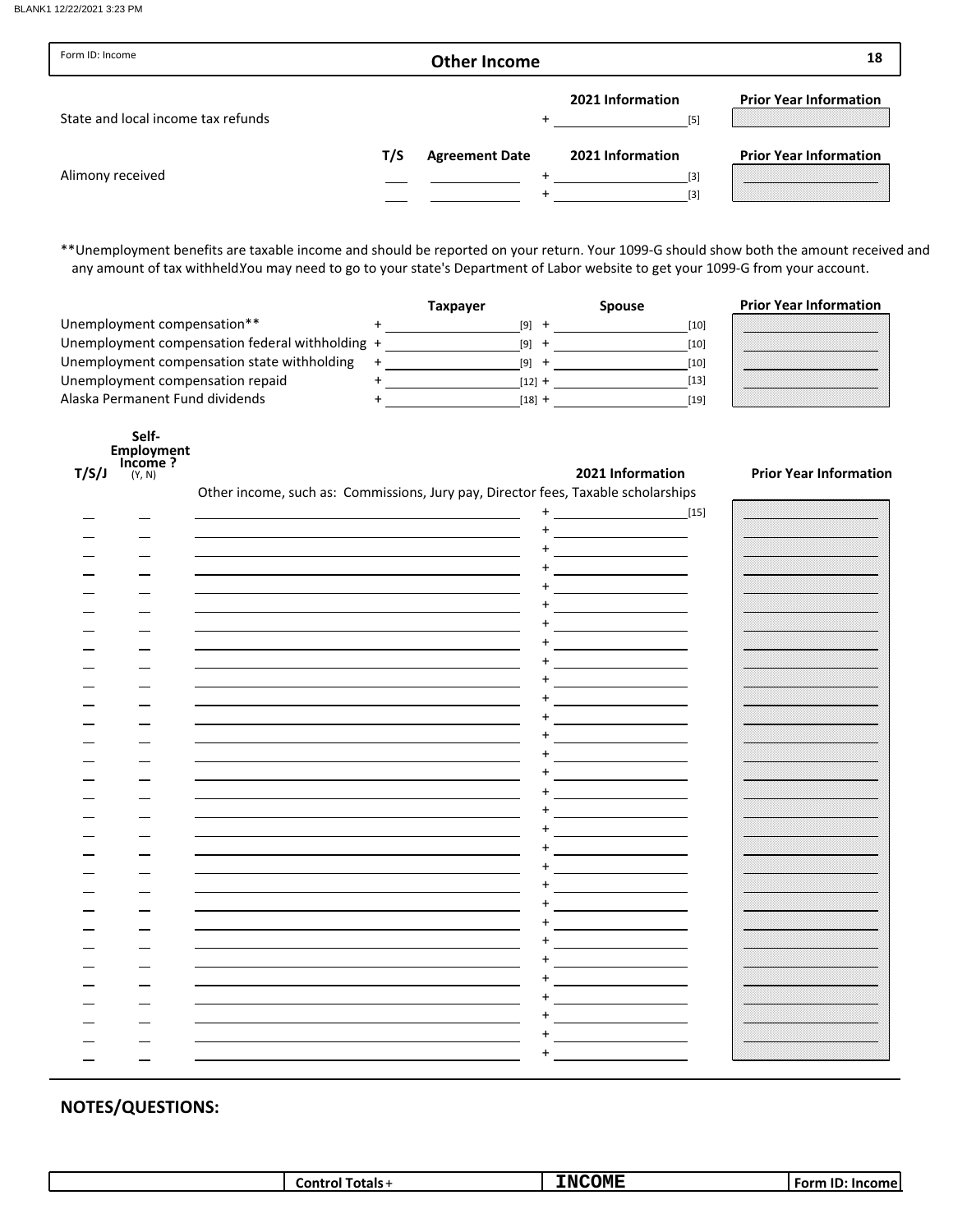Form ID: Income

# Other Income

**18**

| | | | 2021 Information | Prior Year Information |
|---|---|---|---|---|
| State and local income tax refunds | | | + ______ [5] | |

| | T/S | Agreement Date | 2021 Information | Prior Year Information |
|---|---|---|---|---|
| Alimony received | ___ | ______ | + ______ [3] | |
| | ___ | ______ | + ______ [3] | |

**Unemployment benefits are taxable income and should be reported on your return. Your 1099-G should show both the amount received and any amount of tax withheld.You may need to go to your state's Department of Labor website to get your 1099-G from your account.

| | Taxpayer | Spouse | Prior Year Information |
|---|---|---|---|
| Unemployment compensation** | + ______ [9] | + ______ [10] | |
| Unemployment compensation federal withholding | + ______ [9] | + ______ [10] | |
| Unemployment compensation state withholding | + ______ [9] | + ______ [10] | |
| Unemployment compensation repaid | + ______ [12] | + ______ [13] | |
| Alaska Permanent Fund dividends | + ______ [18] | + ______ [19] | |

| T/S/J | Self-Employment Income ? (Y, N) | Other income, such as: Commissions, Jury pay, Director fees, Taxable scholarships | 2021 Information | Prior Year Information |
|---|---|---|---|---|
| | | | + ______ [15] | |
| | | | + | |
| | | | + | |
| | | | + | |
| | | | + | |
| | | | + | |
| | | | + | |
| | | | + | |
| | | | + | |
| | | | + | |
| | | | + | |
| | | | + | |
| | | | + | |
| | | | + | |
| | | | + | |
| | | | + | |
| | | | + | |
| | | | + | |
| | | | + | |
| | | | + | |
| | | | + | |
| | | | + | |
| | | | + | |
| | | | + | |
| | | | + | |
| | | | + | |
| | | | + | |
| | | | + | |
| | | | + | |
| | | | + | |

## NOTES/QUESTIONS:

| | Control Totals + | INCOME | Form ID: Income |
|---|---|---|---|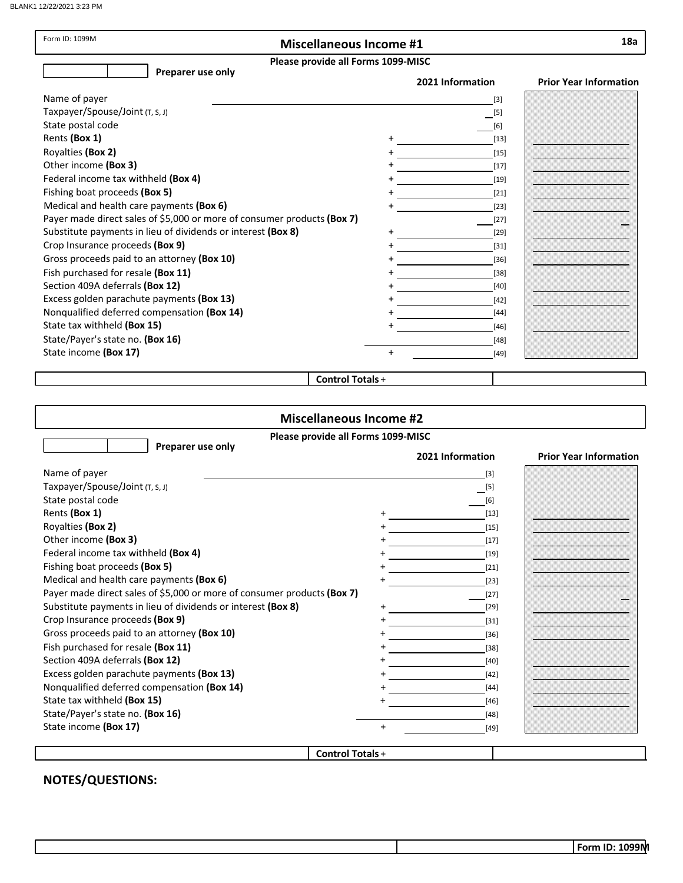Form ID: 1099M

## Miscellaneous Income #1

**18a**

**Please provide all Forms 1099-MISC**

**Preparer use only**

| | | 2021 Information | | Prior Year Information |
|---|---|---|---|---|
| Name of payer | | | [3] | |
| Taxpayer/Spouse/Joint (T, S, J) | | | [5] | |
| State postal code | | | [6] | |
| Rents **(Box 1)** | + | | [13] | |
| Royalties **(Box 2)** | + | | [15] | |
| Other income **(Box 3)** | + | | [17] | |
| Federal income tax withheld **(Box 4)** | + | | [19] | |
| Fishing boat proceeds **(Box 5)** | + | | [21] | |
| Medical and health care payments **(Box 6)** | + | | [23] | |
| Payer made direct sales of $5,000 or more of consumer products **(Box 7)** | | | [27] | |
| Substitute payments in lieu of dividends or interest **(Box 8)** | + | | [29] | |
| Crop Insurance proceeds **(Box 9)** | + | | [31] | |
| Gross proceeds paid to an attorney **(Box 10)** | + | | [36] | |
| Fish purchased for resale **(Box 11)** | + | | [38] | |
| Section 409A deferrals **(Box 12)** | + | | [40] | |
| Excess golden parachute payments **(Box 13)** | + | | [42] | |
| Nonqualified deferred compensation **(Box 14)** | + | | [44] | |
| State tax withheld **(Box 15)** | + | | [46] | |
| State/Payer's state no. **(Box 16)** | | | [48] | |
| State income **(Box 17)** | + | | [49] | |

**Control Totals** +

## Miscellaneous Income #2

**Please provide all Forms 1099-MISC**

**Preparer use only**

| | | 2021 Information | | Prior Year Information |
|---|---|---|---|---|
| Name of payer | | | [3] | |
| Taxpayer/Spouse/Joint (T, S, J) | | | [5] | |
| State postal code | | | [6] | |
| Rents **(Box 1)** | + | | [13] | |
| Royalties **(Box 2)** | + | | [15] | |
| Other income **(Box 3)** | + | | [17] | |
| Federal income tax withheld **(Box 4)** | + | | [19] | |
| Fishing boat proceeds **(Box 5)** | + | | [21] | |
| Medical and health care payments **(Box 6)** | + | | [23] | |
| Payer made direct sales of $5,000 or more of consumer products **(Box 7)** | | | [27] | |
| Substitute payments in lieu of dividends or interest **(Box 8)** | + | | [29] | |
| Crop Insurance proceeds **(Box 9)** | + | | [31] | |
| Gross proceeds paid to an attorney **(Box 10)** | + | | [36] | |
| Fish purchased for resale **(Box 11)** | + | | [38] | |
| Section 409A deferrals **(Box 12)** | + | | [40] | |
| Excess golden parachute payments **(Box 13)** | + | | [42] | |
| Nonqualified deferred compensation **(Box 14)** | + | | [44] | |
| State tax withheld **(Box 15)** | + | | [46] | |
| State/Payer's state no. **(Box 16)** | | | [48] | |
| State income **(Box 17)** | + | | [49] | |

**Control Totals** +

## NOTES/QUESTIONS:

**Form ID: 1099M**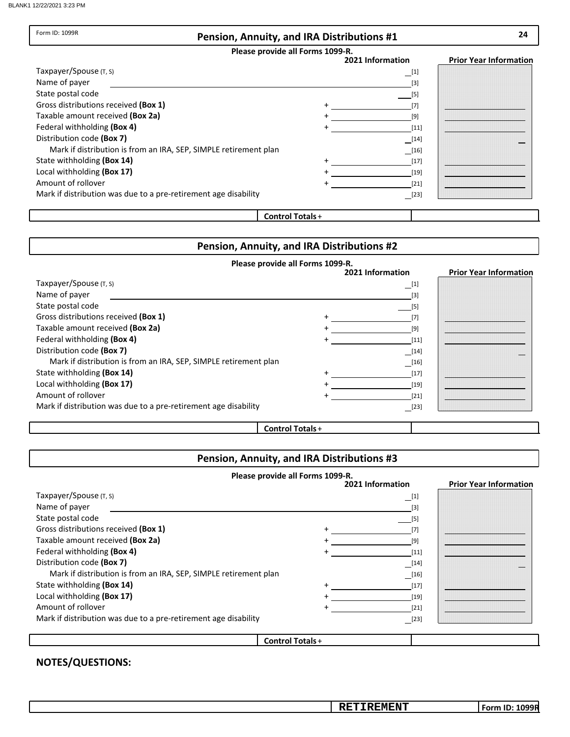Form ID: 1099R

## Pension, Annuity, and IRA Distributions #1

**Please provide all Forms 1099-R.**

| | | 2021 Information | Prior Year Information |
|---|---|---|---|
| Taxpayer/Spouse (T, S) | | [1] | |
| Name of payer | | [3] | |
| State postal code | | [5] | |
| Gross distributions received **(Box 1)** | + | [7] | |
| Taxable amount received **(Box 2a)** | + | [9] | |
| Federal withholding **(Box 4)** | + | [11] | |
| Distribution code **(Box 7)** | | [14] | |
| Mark if distribution is from an IRA, SEP, SIMPLE retirement plan | | [16] | |
| State withholding **(Box 14)** | + | [17] | |
| Local withholding **(Box 17)** | + | [19] | |
| Amount of rollover | + | [21] | |
| Mark if distribution was due to a pre-retirement age disability | | [23] | |

**Control Totals** +

## Pension, Annuity, and IRA Distributions #2

**Please provide all Forms 1099-R.**

| | | 2021 Information | Prior Year Information |
|---|---|---|---|
| Taxpayer/Spouse (T, S) | | [1] | |
| Name of payer | | [3] | |
| State postal code | | [5] | |
| Gross distributions received **(Box 1)** | + | [7] | |
| Taxable amount received **(Box 2a)** | + | [9] | |
| Federal withholding **(Box 4)** | + | [11] | |
| Distribution code **(Box 7)** | | [14] | |
| Mark if distribution is from an IRA, SEP, SIMPLE retirement plan | | [16] | |
| State withholding **(Box 14)** | + | [17] | |
| Local withholding **(Box 17)** | + | [19] | |
| Amount of rollover | + | [21] | |
| Mark if distribution was due to a pre-retirement age disability | | [23] | |

**Control Totals** +

## Pension, Annuity, and IRA Distributions #3

**Please provide all Forms 1099-R.**

| | | 2021 Information | Prior Year Information |
|---|---|---|---|
| Taxpayer/Spouse (T, S) | | [1] | |
| Name of payer | | [3] | |
| State postal code | | [5] | |
| Gross distributions received **(Box 1)** | + | [7] | |
| Taxable amount received **(Box 2a)** | + | [9] | |
| Federal withholding **(Box 4)** | + | [11] | |
| Distribution code **(Box 7)** | | [14] | |
| Mark if distribution is from an IRA, SEP, SIMPLE retirement plan | | [16] | |
| State withholding **(Box 14)** | + | [17] | |
| Local withholding **(Box 17)** | + | [19] | |
| Amount of rollover | + | [21] | |
| Mark if distribution was due to a pre-retirement age disability | | [23] | |

**Control Totals** +

**NOTES/QUESTIONS:**

RETIREMENT | Form ID: 1099R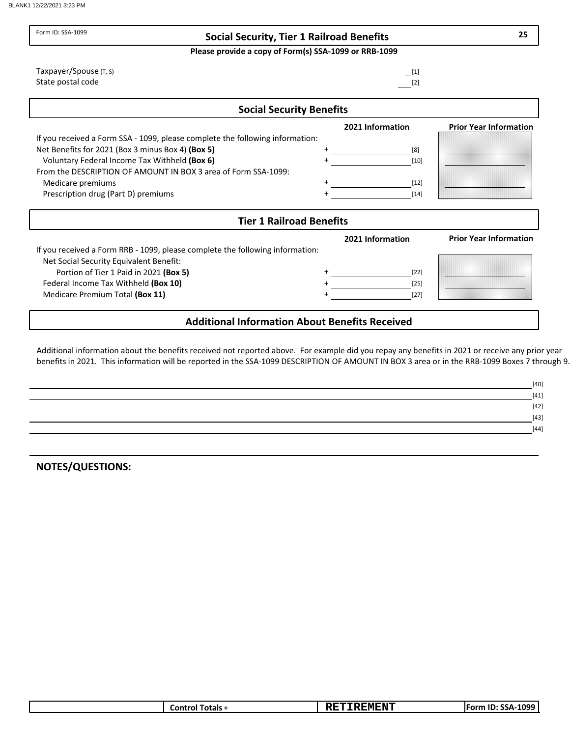Form ID: SSA-1099

# Social Security, Tier 1 Railroad Benefits

**Please provide a copy of Form(s) SSA-1099 or RRB-1099**

Taxpayer/Spouse (T, S) ____ [1]

State postal code ____ [2]

## Social Security Benefits

| | | 2021 Information | Prior Year Information |
|---|---|---|---|
| If you received a Form SSA - 1099, please complete the following information: | | | |
| Net Benefits for 2021 (Box 3 minus Box 4) **(Box 5)** | + | [8] | |
| Voluntary Federal Income Tax Withheld **(Box 6)** | + | [10] | |
| From the DESCRIPTION OF AMOUNT IN BOX 3 area of Form SSA-1099: | | | |
| Medicare premiums | + | [12] | |
| Prescription drug (Part D) premiums | + | [14] | |

## Tier 1 Railroad Benefits

| | | 2021 Information | Prior Year Information |
|---|---|---|---|
| If you received a Form RRB - 1099, please complete the following information: | | | |
| Net Social Security Equivalent Benefit: | | | |
| Portion of Tier 1 Paid in 2021 **(Box 5)** | + | [22] | |
| Federal Income Tax Withheld **(Box 10)** | + | [25] | |
| Medicare Premium Total **(Box 11)** | + | [27] | |

## Additional Information About Benefits Received

Additional information about the benefits received not reported above. For example did you repay any benefits in 2021 or receive any prior year benefits in 2021. This information will be reported in the SSA-1099 DESCRIPTION OF AMOUNT IN BOX 3 area or in the RRB-1099 Boxes 7 through 9.

[40]

[41]

[42]

[43]

[44]

**NOTES/QUESTIONS:**

| Control Totals + | RETIREMENT | Form ID: SSA-1099 |
|---|---|---|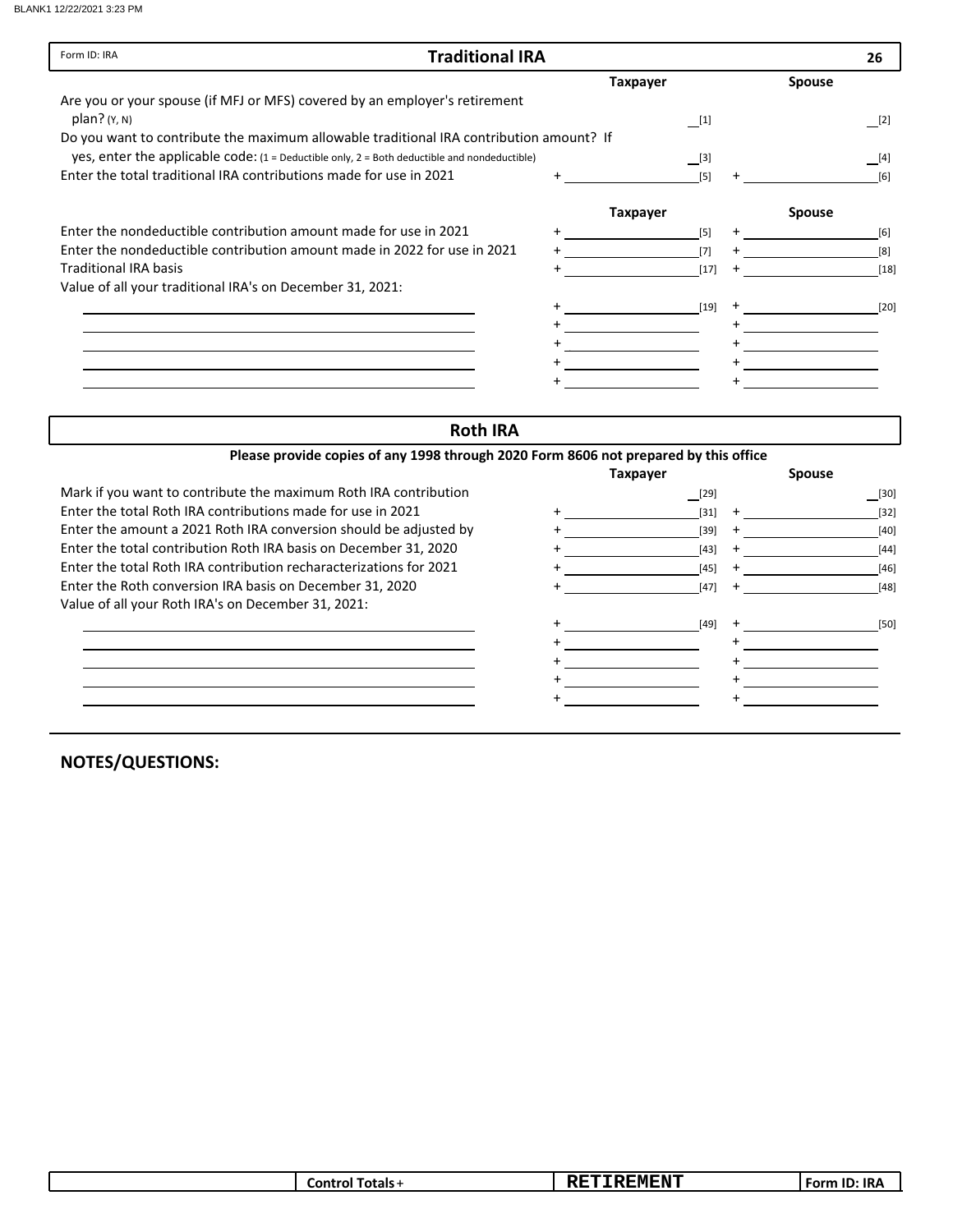Form ID: IRA

## Traditional IRA

26

| | Taxpayer | Spouse |
|---|---|---|
| Are you or your spouse (if MFJ or MFS) covered by an employer's retirement plan? (Y, N) | ___ [1] | ___ [2] |
| Do you want to contribute the maximum allowable traditional IRA contribution amount? If yes, enter the applicable code: (1 = Deductible only, 2 = Both deductible and nondeductible) | ___ [3] | ___ [4] |
| Enter the total traditional IRA contributions made for use in 2021 | + ___ [5] | + ___ [6] |

| | Taxpayer | Spouse |
|---|---|---|
| Enter the nondeductible contribution amount made for use in 2021 | + ___ [5] | + ___ [6] |
| Enter the nondeductible contribution amount made in 2022 for use in 2021 | + ___ [7] | + ___ [8] |
| Traditional IRA basis | + ___ [17] | + ___ [18] |
| Value of all your traditional IRA's on December 31, 2021: | | |
| ___ | + ___ [19] | + ___ [20] |
| ___ | + ___ | + ___ |
| ___ | + ___ | + ___ |
| ___ | + ___ | + ___ |
| ___ | + ___ | + ___ |

## Roth IRA

**Please provide copies of any 1998 through 2020 Form 8606 not prepared by this office**

| | Taxpayer | Spouse |
|---|---|---|
| Mark if you want to contribute the maximum Roth IRA contribution | ___ [29] | ___ [30] |
| Enter the total Roth IRA contributions made for use in 2021 | + ___ [31] | + ___ [32] |
| Enter the amount a 2021 Roth IRA conversion should be adjusted by | + ___ [39] | + ___ [40] |
| Enter the total contribution Roth IRA basis on December 31, 2020 | + ___ [43] | + ___ [44] |
| Enter the total Roth IRA contribution recharacterizations for 2021 | + ___ [45] | + ___ [46] |
| Enter the Roth conversion IRA basis on December 31, 2020 | + ___ [47] | + ___ [48] |
| Value of all your Roth IRA's on December 31, 2021: | | |
| ___ | + ___ [49] | + ___ [50] |
| ___ | + ___ | + ___ |
| ___ | + ___ | + ___ |
| ___ | + ___ | + ___ |
| ___ | + ___ | + ___ |

**NOTES/QUESTIONS:**

| | Control Totals + | RETIREMENT | Form ID: IRA |
|---|---|---|---|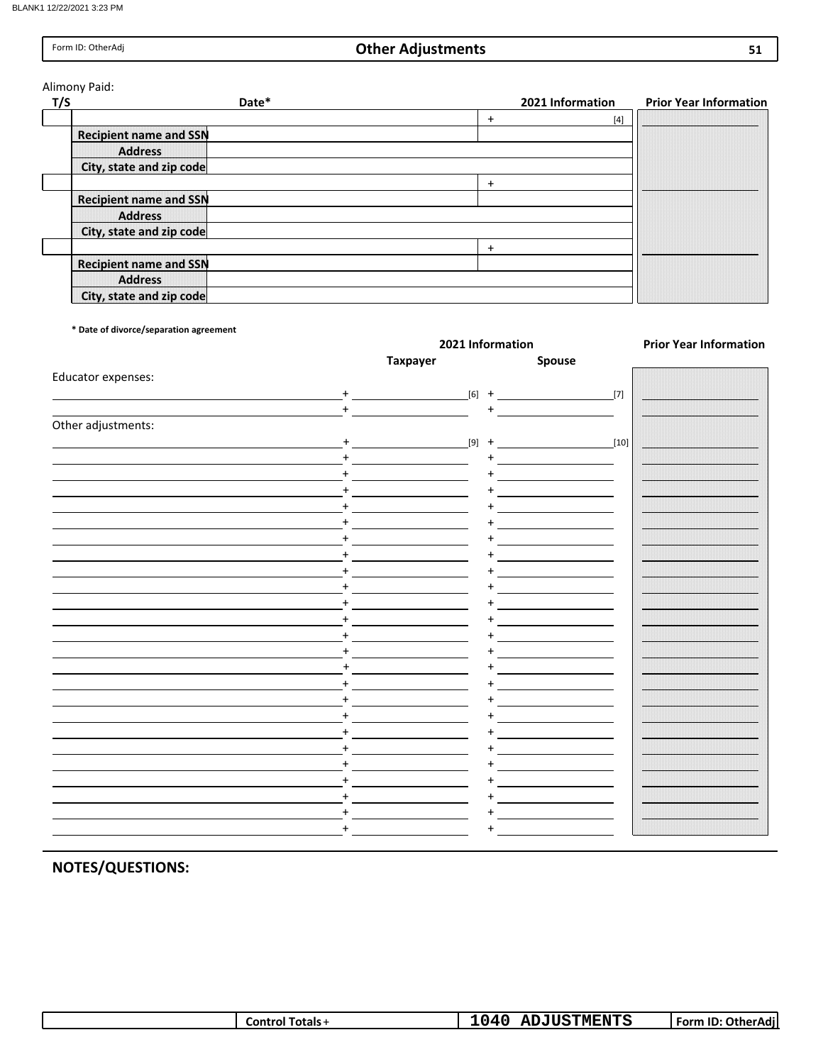Form ID: OtherAdj

## Other Adjustments

Alimony Paid:

| T/S | Date* | 2021 Information | Prior Year Information |
|---|---|---|---|
| | | + [4] | |
| | **Recipient name and SSN** | | |
| | **Address** | | |
| | **City, state and zip code** | | |
| | | + | |
| | **Recipient name and SSN** | | |
| | **Address** | | |
| | **City, state and zip code** | | |
| | | + | |
| | **Recipient name and SSN** | | |
| | **Address** | | |
| | **City, state and zip code** | | |

**\* Date of divorce/separation agreement**

| | 2021 Information | | Prior Year Information |
|---|---|---|---|
| | **Taxpayer** | **Spouse** | |
| Educator expenses: | | | |
| | + [6] | + [7] | |
| | + | + | |
| Other adjustments: | | | |
| | + [9] | + [10] | |
| | + | + | |
| | + | + | |
| | + | + | |
| | + | + | |
| | + | + | |
| | + | + | |
| | + | + | |
| | + | + | |
| | + | + | |
| | + | + | |
| | + | + | |
| | + | + | |
| | + | + | |
| | + | + | |
| | + | + | |
| | + | + | |
| | + | + | |
| | + | + | |
| | + | + | |
| | + | + | |
| | + | + | |
| | + | + | |
| | + | + | |
| | + | + | |

### NOTES/QUESTIONS:

| | Control Totals + | 1040 ADJUSTMENTS | Form ID: OtherAdj |
|---|---|---|---|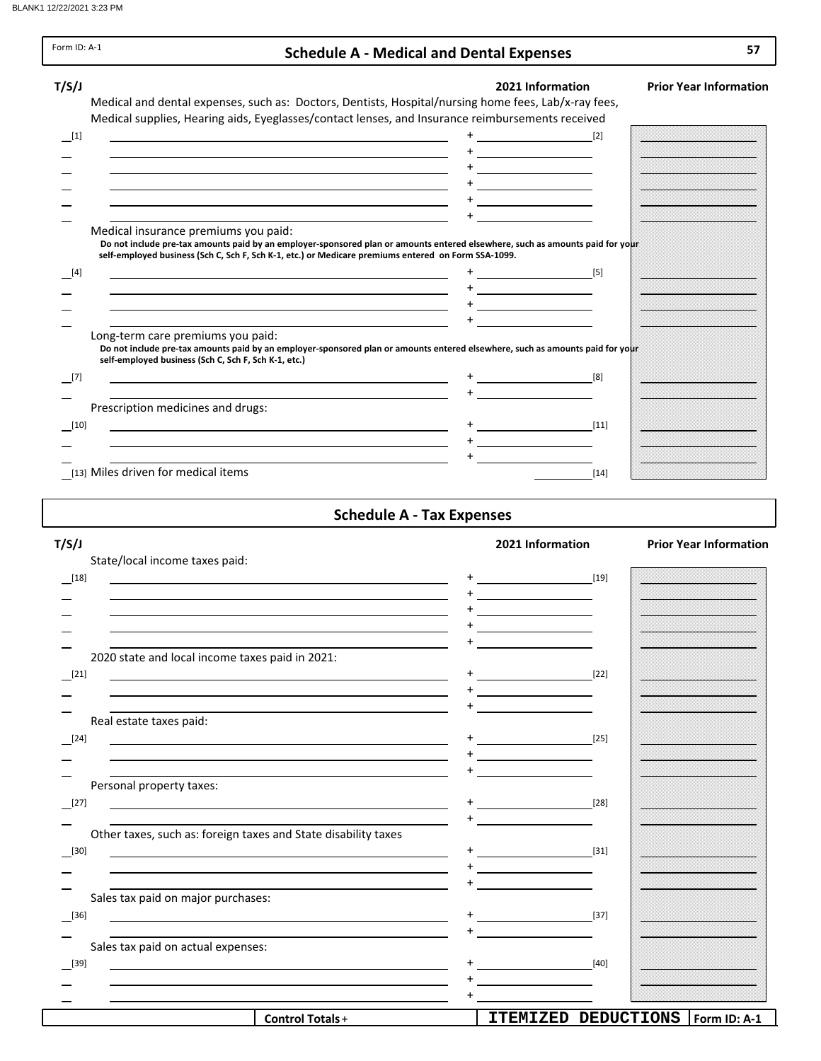Form ID: A-1

# Schedule A - Medical and Dental Expenses

| T/S/J | | | 2021 Information | Prior Year Information |
|---|---|---|---|---|
| | Medical and dental expenses, such as: Doctors, Dentists, Hospital/nursing home fees, Lab/x-ray fees, Medical supplies, Hearing aids, Eyeglasses/contact lenses, and Insurance reimbursements received | | | |
| [1] | | + | [2] | |
| | | + | | |
| | | + | | |
| | | + | | |
| | | + | | |
| | | + | | |
| | Medical insurance premiums you paid: **Do not include pre-tax amounts paid by an employer-sponsored plan or amounts entered elsewhere, such as amounts paid for your self-employed business (Sch C, Sch F, Sch K-1, etc.) or Medicare premiums entered on Form SSA-1099.** | | | |
| [4] | | + | [5] | |
| | | + | | |
| | | + | | |
| | | + | | |
| | Long-term care premiums you paid: **Do not include pre-tax amounts paid by an employer-sponsored plan or amounts entered elsewhere, such as amounts paid for your self-employed business (Sch C, Sch F, Sch K-1, etc.)** | | | |
| [7] | | + | [8] | |
| | | + | | |
| | Prescription medicines and drugs: | | | |
| [10] | | + | [11] | |
| | | + | | |
| | | + | | |
| [13] | Miles driven for medical items | | [14] | |

# Schedule A - Tax Expenses

| T/S/J | | | 2021 Information | Prior Year Information |
|---|---|---|---|---|
| | State/local income taxes paid: | | | |
| [18] | | + | [19] | |
| | | + | | |
| | | + | | |
| | | + | | |
| | | + | | |
| | 2020 state and local income taxes paid in 2021: | | | |
| [21] | | + | [22] | |
| | | + | | |
| | | + | | |
| | Real estate taxes paid: | | | |
| [24] | | + | [25] | |
| | | + | | |
| | | + | | |
| | Personal property taxes: | | | |
| [27] | | + | [28] | |
| | | + | | |
| | Other taxes, such as: foreign taxes and State disability taxes | | | |
| [30] | | + | [31] | |
| | | + | | |
| | | + | | |
| | Sales tax paid on major purchases: | | | |
| [36] | | + | [37] | |
| | | + | | |
| | Sales tax paid on actual expenses: | | | |
| [39] | | + | [40] | |
| | | + | | |
| | | + | | |

Control Totals +

**ITEMIZED DEDUCTIONS** Form ID: A-1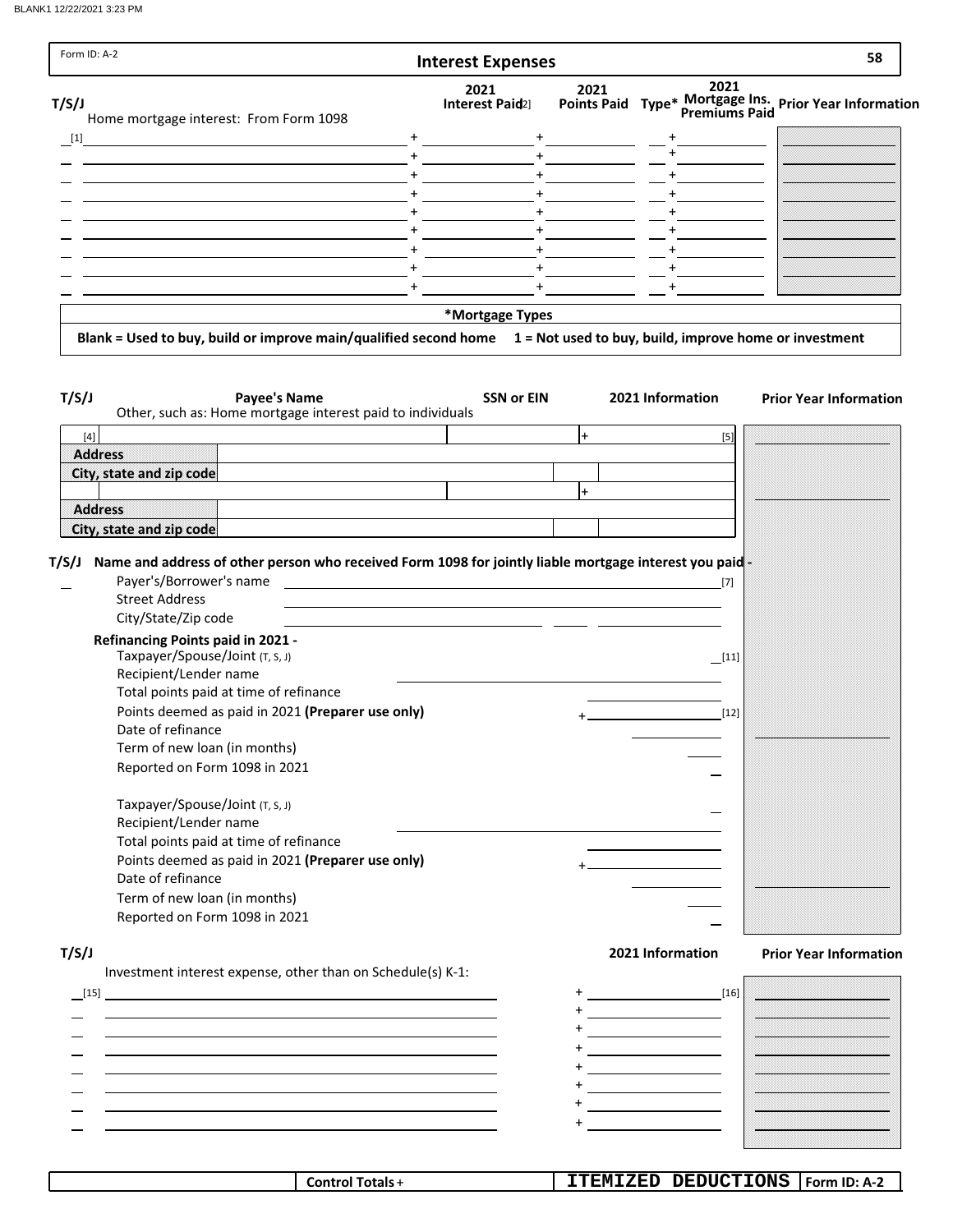Form ID: A-2

# Interest Expenses

58

| T/S/J | Home mortgage interest: From Form 1098 | 2021 Interest Paid [2] | 2021 Points Paid | Type* | 2021 Mortgage Ins. Premiums Paid | Prior Year Information |
|---|---|---|---|---|---|---|
| [1] | | + | + | | + | |
| | | + | + | | + | |
| | | + | + | | + | |
| | | + | + | | + | |
| | | + | + | | + | |
| | | + | + | | + | |
| | | + | + | | + | |
| | | + | + | | + | |
| | | + | + | | + | |

**\*Mortgage Types**

**Blank = Used to buy, build or improve main/qualified second home 1 = Not used to buy, build, improve home or investment**

| T/S/J | Payee's Name<br>Other, such as: Home mortgage interest paid to individuals | SSN or EIN | 2021 Information | Prior Year Information |
|---|---|---|---|---|
| [4] | | | + [5] | |
| **Address** | | | | |
| **City, state and zip code** | | | | |
| | | | + | |
| **Address** | | | | |
| **City, state and zip code** | | | | |

**T/S/J Name and address of other person who received Form 1098 for jointly liable mortgage interest you paid -**

Payer's/Borrower's name [7]

Street Address

City/State/Zip code

**Refinancing Points paid in 2021 -**

Taxpayer/Spouse/Joint (T, S, J) [11]

Recipient/Lender name

Total points paid at time of refinance

Points deemed as paid in 2021 **(Preparer use only)** + [12]

Date of refinance

Term of new loan (in months)

Reported on Form 1098 in 2021

Taxpayer/Spouse/Joint (T, S, J)

Recipient/Lender name

Total points paid at time of refinance

Points deemed as paid in 2021 **(Preparer use only)** +

Date of refinance

Term of new loan (in months)

Reported on Form 1098 in 2021

| T/S/J | Investment interest expense, other than on Schedule(s) K-1: | 2021 Information | Prior Year Information |
|---|---|---|---|
| [15] | | + [16] | |
| | | + | |
| | | + | |
| | | + | |
| | | + | |
| | | + | |
| | | + | |
| | | + | |

Control Totals + | ITEMIZED DEDUCTIONS | Form ID: A-2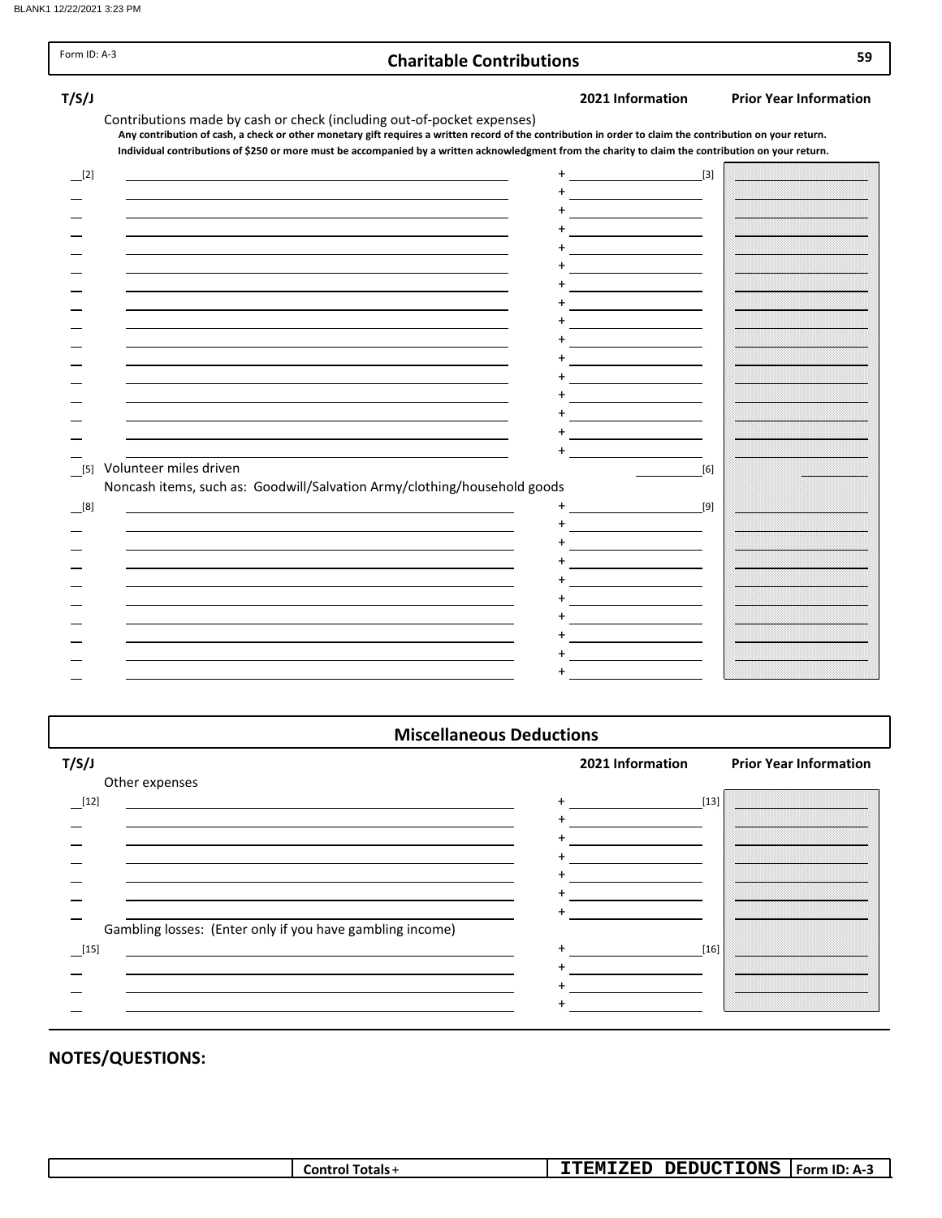Form ID: A-3

## Charitable Contributions

| T/S/J | | 2021 Information | Prior Year Information |
|---|---|---|---|
| | Contributions made by cash or check (including out-of-pocket expenses) | | |

**Any contribution of cash, a check or other monetary gift requires a written record of the contribution in order to claim the contribution on your return. Individual contributions of $250 or more must be accompanied by a written acknowledgment from the charity to claim the contribution on your return.**

| T/S/J | Description | 2021 Information | Prior Year Information |
|---|---|---|---|
| [2] | | + [3] | |
| | | + | |
| | | + | |
| | | + | |
| | | + | |
| | | + | |
| | | + | |
| | | + | |
| | | + | |
| | | + | |
| | | + | |
| | | + | |
| | | + | |
| | | + | |
| | | + | |
| | | + | |
| [5] | Volunteer miles driven | [6] | |
| | Noncash items, such as: Goodwill/Salvation Army/clothing/household goods | | |
| [8] | | + [9] | |
| | | + | |
| | | + | |
| | | + | |
| | | + | |
| | | + | |
| | | + | |
| | | + | |
| | | + | |
| | | + | |

## Miscellaneous Deductions

| T/S/J | Description | 2021 Information | Prior Year Information |
|---|---|---|---|
| | Other expenses | | |
| [12] | | + [13] | |
| | | + | |
| | | + | |
| | | + | |
| | | + | |
| | | + | |
| | | + | |
| | Gambling losses: (Enter only if you have gambling income) | | |
| [15] | | + [16] | |
| | | + | |
| | | + | |
| | | + | |

## NOTES/QUESTIONS:

| | Control Totals + | ITEMIZED DEDUCTIONS | Form ID: A-3 |
|---|---|---|---|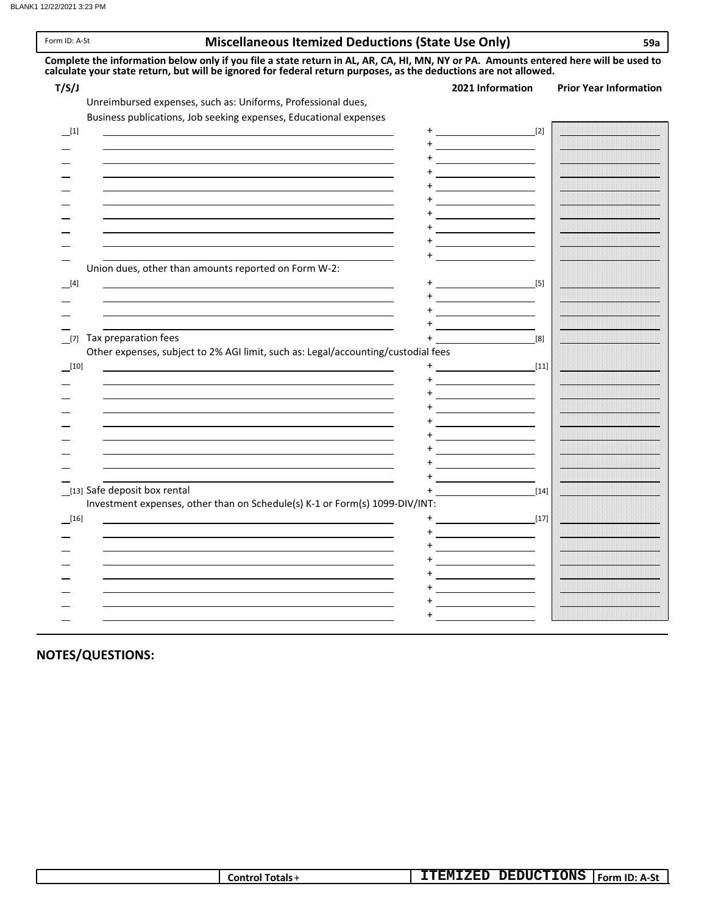Form ID: A-St

# Miscellaneous Itemized Deductions (State Use Only)

59a

**Complete the information below only if you file a state return in AL, AR, CA, HI, MN, NY or PA. Amounts entered here will be used to calculate your state return, but will be ignored for federal return purposes, as the deductions are not allowed.**

| T/S/J | | 2021 Information | Prior Year Information |
|---|---|---|---|
| | Unreimbursed expenses, such as: Uniforms, Professional dues, Business publications, Job seeking expenses, Educational expenses | | |
| [1] | | + [2] | |
| | | + | |
| | | + | |
| | | + | |
| | | + | |
| | | + | |
| | | + | |
| | | + | |
| | | + | |
| | | + | |
| | Union dues, other than amounts reported on Form W-2: | | |
| [4] | | + [5] | |
| | | + | |
| | | + | |
| | | + | |
| [7] | Tax preparation fees | + [8] | |
| | Other expenses, subject to 2% AGI limit, such as: Legal/accounting/custodial fees | | |
| [10] | | + [11] | |
| | | + | |
| | | + | |
| | | + | |
| | | + | |
| | | + | |
| | | + | |
| | | + | |
| | | + | |
| [13] | Safe deposit box rental | + [14] | |
| | Investment expenses, other than on Schedule(s) K-1 or Form(s) 1099-DIV/INT: | | |
| [16] | | + [17] | |
| | | + | |
| | | + | |
| | | + | |
| | | + | |
| | | + | |
| | | + | |
| | | + | |

## NOTES/QUESTIONS:

Control Totals + | ITEMIZED DEDUCTIONS | Form ID: A-St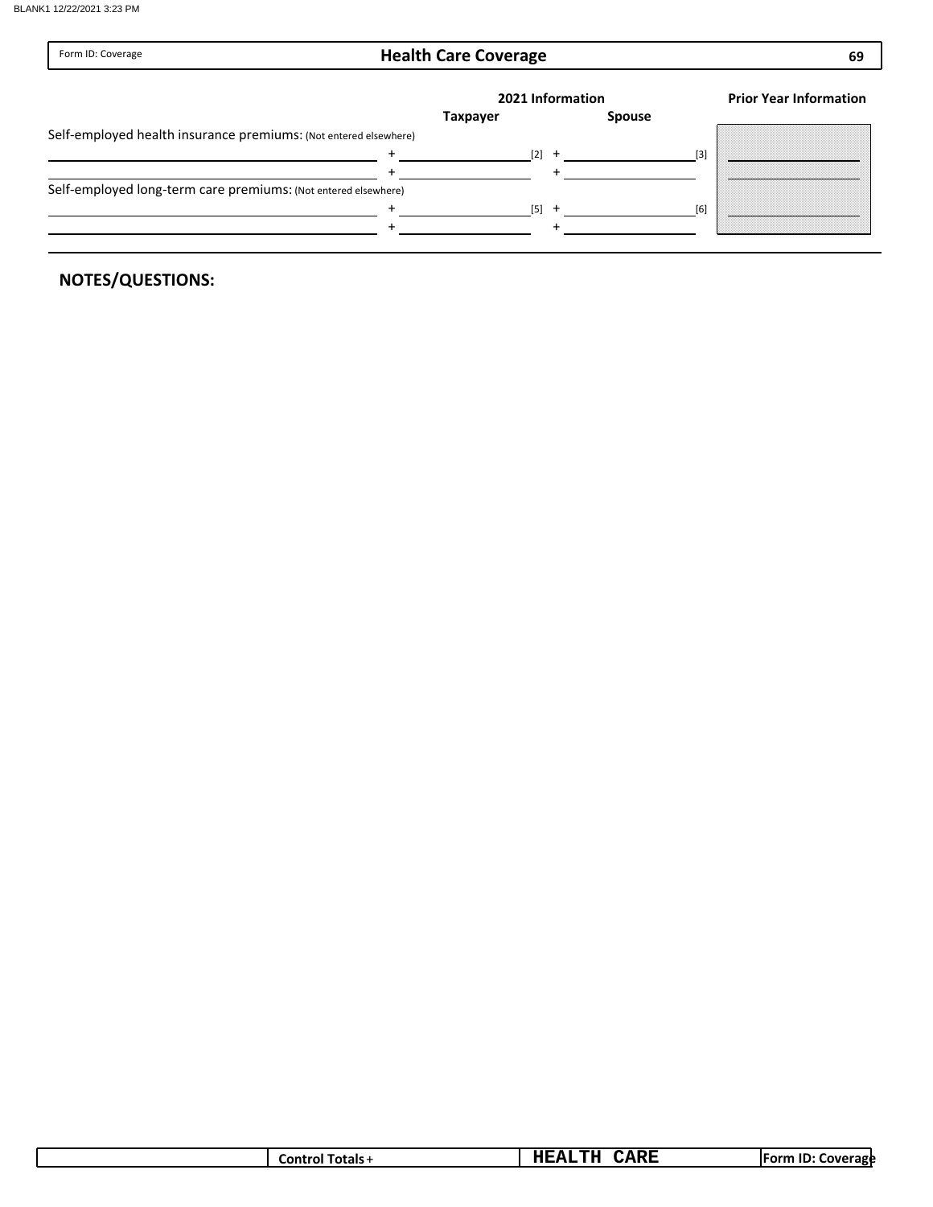Form ID: Coverage

# Health Care Coverage

| | 2021 Information | | Prior Year Information |
|---|---|---|---|
| | Taxpayer | Spouse | |
| Self-employed health insurance premiums: (Not entered elsewhere) | | | |
| + | [2] | + [3] | |
| + | | + | |
| Self-employed long-term care premiums: (Not entered elsewhere) | | | |
| + | [5] | + [6] | |
| + | | + | |

**NOTES/QUESTIONS:**

Control Totals +

**HEALTH CARE**

Form ID: Coverage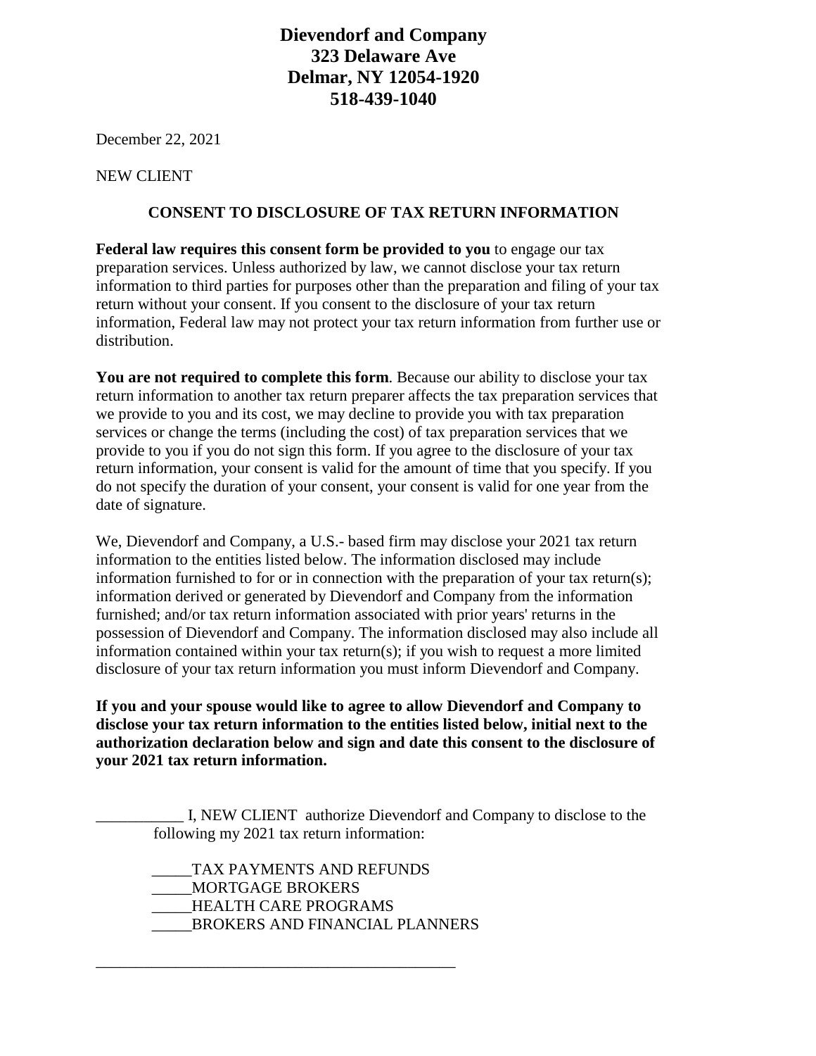**Dievendorf and Company**
**323 Delaware Ave**
**Delmar, NY 12054-1920**
**518-439-1040**

December 22, 2021

NEW CLIENT

**CONSENT TO DISCLOSURE OF TAX RETURN INFORMATION**

**Federal law requires this consent form be provided to you** to engage our tax preparation services. Unless authorized by law, we cannot disclose your tax return information to third parties for purposes other than the preparation and filing of your tax return without your consent. If you consent to the disclosure of your tax return information, Federal law may not protect your tax return information from further use or distribution.

**You are not required to complete this form**. Because our ability to disclose your tax return information to another tax return preparer affects the tax preparation services that we provide to you and its cost, we may decline to provide you with tax preparation services or change the terms (including the cost) of tax preparation services that we provide to you if you do not sign this form. If you agree to the disclosure of your tax return information, your consent is valid for the amount of time that you specify. If you do not specify the duration of your consent, your consent is valid for one year from the date of signature.

We, Dievendorf and Company, a U.S.- based firm may disclose your 2021 tax return information to the entities listed below. The information disclosed may include information furnished to for or in connection with the preparation of your tax return(s); information derived or generated by Dievendorf and Company from the information furnished; and/or tax return information associated with prior years' returns in the possession of Dievendorf and Company. The information disclosed may also include all information contained within your tax return(s); if you wish to request a more limited disclosure of your tax return information you must inform Dievendorf and Company.

**If you and your spouse would like to agree to allow Dievendorf and Company to disclose your tax return information to the entities listed below, initial next to the authorization declaration below and sign and date this consent to the disclosure of your 2021 tax return information.**

___________ I, NEW CLIENT authorize Dievendorf and Company to disclose to the following my 2021 tax return information:

_____TAX PAYMENTS AND REFUNDS
_____MORTGAGE BROKERS
_____HEALTH CARE PROGRAMS
_____BROKERS AND FINANCIAL PLANNERS

_______________________________________________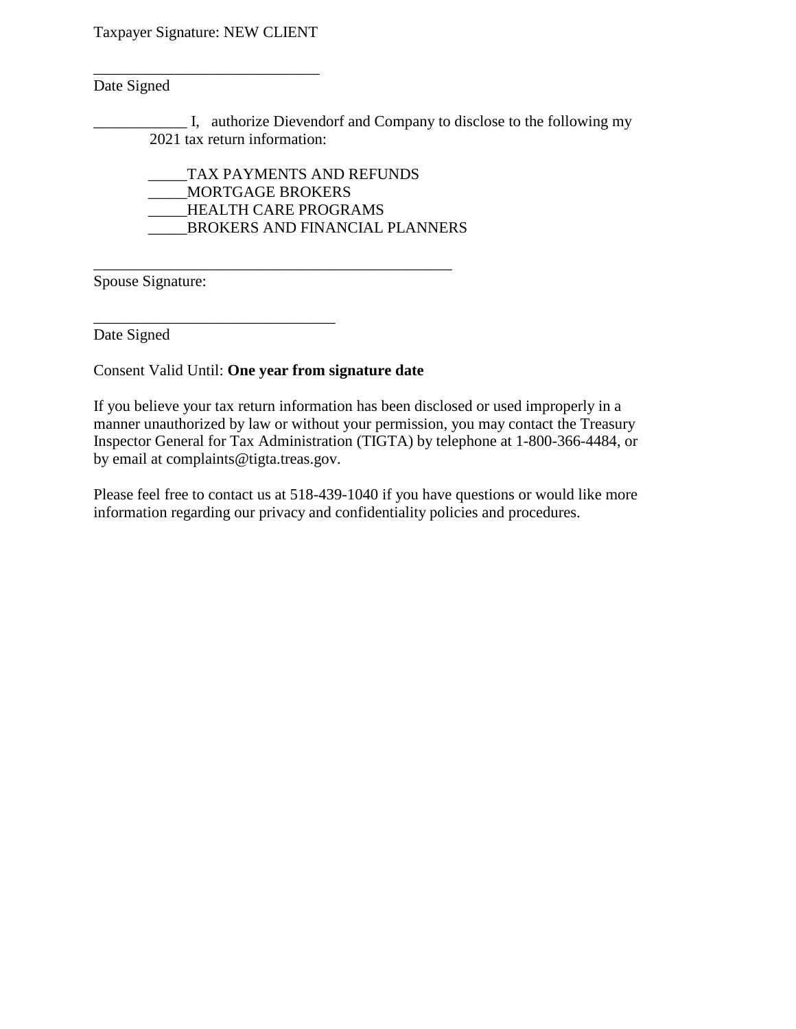Taxpayer Signature: NEW CLIENT

_____________________________
Date Signed

____________ I,   authorize Dievendorf and Company to disclose to the following my 2021 tax return information:

_____TAX PAYMENTS AND REFUNDS
_____MORTGAGE BROKERS
_____HEALTH CARE PROGRAMS
_____BROKERS AND FINANCIAL PLANNERS

_______________________________________________
Spouse Signature:

_______________________________
Date Signed

Consent Valid Until: **One year from signature date**

If you believe your tax return information has been disclosed or used improperly in a manner unauthorized by law or without your permission, you may contact the Treasury Inspector General for Tax Administration (TIGTA) by telephone at 1-800-366-4484, or by email at complaints@tigta.treas.gov.

Please feel free to contact us at 518-439-1040 if you have questions or would like more information regarding our privacy and confidentiality policies and procedures.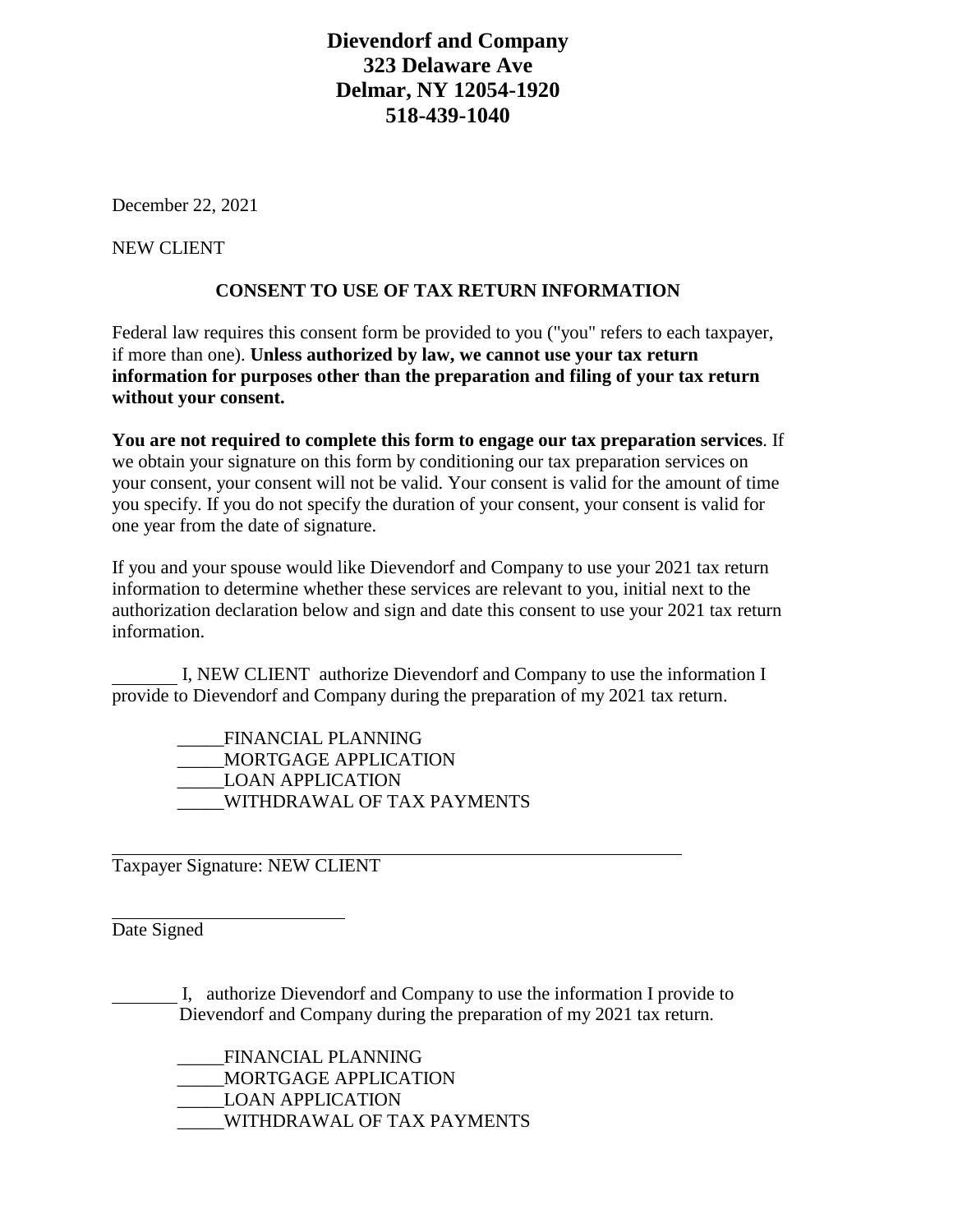**Dievendorf and Company**
**323 Delaware Ave**
**Delmar, NY 12054-1920**
**518-439-1040**

December 22, 2021

NEW CLIENT

**CONSENT TO USE OF TAX RETURN INFORMATION**

Federal law requires this consent form be provided to you ("you" refers to each taxpayer, if more than one). **Unless authorized by law, we cannot use your tax return information for purposes other than the preparation and filing of your tax return without your consent.**

**You are not required to complete this form to engage our tax preparation services**. If we obtain your signature on this form by conditioning our tax preparation services on your consent, your consent will not be valid. Your consent is valid for the amount of time you specify. If you do not specify the duration of your consent, your consent is valid for one year from the date of signature.

If you and your spouse would like Dievendorf and Company to use your 2021 tax return information to determine whether these services are relevant to you, initial next to the authorization declaration below and sign and date this consent to use your 2021 tax return information.

_______ I, NEW CLIENT authorize Dievendorf and Company to use the information I provide to Dievendorf and Company during the preparation of my 2021 tax return.

_____FINANCIAL PLANNING
_____MORTGAGE APPLICATION
_____LOAN APPLICATION
_____WITHDRAWAL OF TAX PAYMENTS

_______________________________________________
Taxpayer Signature: NEW CLIENT

_______________________
Date Signed

_______ I, authorize Dievendorf and Company to use the information I provide to Dievendorf and Company during the preparation of my 2021 tax return.

_____FINANCIAL PLANNING
_____MORTGAGE APPLICATION
_____LOAN APPLICATION
_____WITHDRAWAL OF TAX PAYMENTS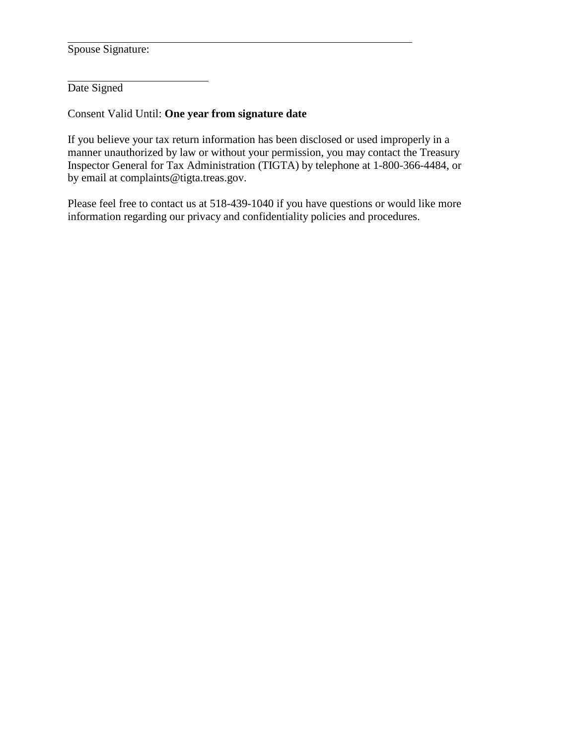______________________________________________________________

Spouse Signature:

_________________________

Date Signed

Consent Valid Until: **One year from signature date**

If you believe your tax return information has been disclosed or used improperly in a manner unauthorized by law or without your permission, you may contact the Treasury Inspector General for Tax Administration (TIGTA) by telephone at 1-800-366-4484, or by email at complaints@tigta.treas.gov.

Please feel free to contact us at 518-439-1040 if you have questions or would like more information regarding our privacy and confidentiality policies and procedures.